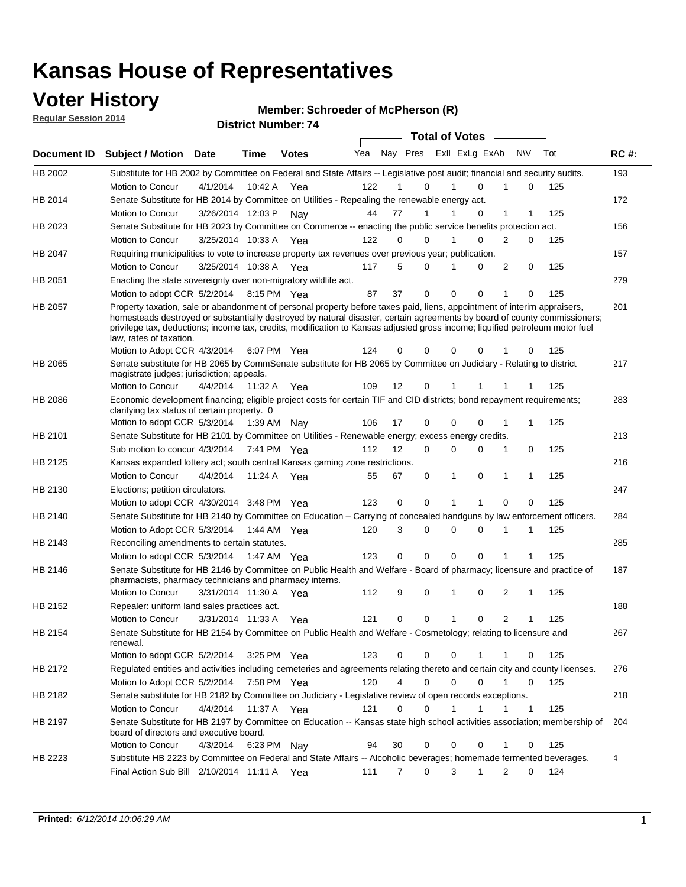# Kansas House of Representatives

## Voter History

**Regular Session 2014**

**Member: Schroeder of McPherson (R)**

**District Number: 74**

| Document ID | Subject / Motion | Date | Time | Votes | Yea | Nay | Pres | ExII | ExLg | ExAb | N\V | Tot | RC #: |
|---|---|---|---|---|---|---|---|---|---|---|---|---|---|
| HB 2002 | Substitute for HB 2002 by Committee on Federal and State Affairs -- Legislative post audit; financial and security audits. | | | | | | | | | | | | 193 |
| | Motion to Concur | 4/1/2014 | 10:42 A | Yea | 122 | 1 | 0 | 1 | 0 | 1 | 0 | 125 | |
| HB 2014 | Senate Substitute for HB 2014 by Committee on Utilities - Repealing the renewable energy act. | | | | | | | | | | | | 172 |
| | Motion to Concur | 3/26/2014 | 12:03 P | Nay | 44 | 77 | 1 | 1 | 0 | 1 | 1 | 125 | |
| HB 2023 | Senate Substitute for HB 2023 by Committee on Commerce -- enacting the public service benefits protection act. | | | | | | | | | | | | 156 |
| | Motion to Concur | 3/25/2014 | 10:33 A | Yea | 122 | 0 | 0 | 1 | 0 | 2 | 0 | 125 | |
| HB 2047 | Requiring municipalities to vote to increase property tax revenues over previous year; publication. | | | | | | | | | | | | 157 |
| | Motion to Concur | 3/25/2014 | 10:38 A | Yea | 117 | 5 | 0 | 1 | 0 | 2 | 0 | 125 | |
| HB 2051 | Enacting the state sovereignty over non-migratory wildlife act. | | | | | | | | | | | | 279 |
| | Motion to adopt CCR | 5/2/2014 | 8:15 PM | Yea | 87 | 37 | 0 | 0 | 0 | 1 | 0 | 125 | |
| HB 2057 | Property taxation, sale or abandonment of personal property before taxes paid, liens, appointment of interim appraisers, homesteads destroyed or substantially destroyed by natural disaster, certain agreements by board of county commissioners; privilege tax, deductions; income tax, credits, modification to Kansas adjusted gross income; liquified petroleum motor fuel law, rates of taxation. | | | | | | | | | | | | 201 |
| | Motion to Adopt CCR | 4/3/2014 | 6:07 PM | Yea | 124 | 0 | 0 | 0 | 0 | 1 | 0 | 125 | |
| HB 2065 | Senate substitute for HB 2065 by CommSenate substitute for HB 2065 by Committee on Judiciary - Relating to district magistrate judges; jurisdiction; appeals. | | | | | | | | | | | | 217 |
| | Motion to Concur | 4/4/2014 | 11:32 A | Yea | 109 | 12 | 0 | 1 | 1 | 1 | 1 | 125 | |
| HB 2086 | Economic development financing; eligible project costs for certain TIF and CID districts; bond repayment requirements; clarifying tax status of certain property. 0 | | | | | | | | | | | | 283 |
| | Motion to adopt CCR | 5/3/2014 | 1:39 AM | Nay | 106 | 17 | 0 | 0 | 0 | 1 | 1 | 125 | |
| HB 2101 | Senate Substitute for HB 2101 by Committee on Utilities - Renewable energy; excess energy credits. | | | | | | | | | | | | 213 |
| | Sub motion to concur | 4/3/2014 | 7:41 PM | Yea | 112 | 12 | 0 | 0 | 0 | 1 | 0 | 125 | |
| HB 2125 | Kansas expanded lottery act; south central Kansas gaming zone restrictions. | | | | | | | | | | | | 216 |
| | Motion to Concur | 4/4/2014 | 11:24 A | Yea | 55 | 67 | 0 | 1 | 0 | 1 | 1 | 125 | |
| HB 2130 | Elections; petition circulators. | | | | | | | | | | | | 247 |
| | Motion to adopt CCR | 4/30/2014 | 3:48 PM | Yea | 123 | 0 | 0 | 1 | 1 | 0 | 0 | 125 | |
| HB 2140 | Senate Substitute for HB 2140 by Committee on Education – Carrying of concealed handguns by law enforcement officers. | | | | | | | | | | | | 284 |
| | Motion to Adopt CCR | 5/3/2014 | 1:44 AM | Yea | 120 | 3 | 0 | 0 | 0 | 1 | 1 | 125 | |
| HB 2143 | Reconciling amendments to certain statutes. | | | | | | | | | | | | 285 |
| | Motion to adopt CCR | 5/3/2014 | 1:47 AM | Yea | 123 | 0 | 0 | 0 | 0 | 1 | 1 | 125 | |
| HB 2146 | Senate Substitute for HB 2146 by Committee on Public Health and Welfare - Board of pharmacy; licensure and practice of pharmacists, pharmacy technicians and pharmacy interns. | | | | | | | | | | | | 187 |
| | Motion to Concur | 3/31/2014 | 11:30 A | Yea | 112 | 9 | 0 | 1 | 0 | 2 | 1 | 125 | |
| HB 2152 | Repealer: uniform land sales practices act. | | | | | | | | | | | | 188 |
| | Motion to Concur | 3/31/2014 | 11:33 A | Yea | 121 | 0 | 0 | 1 | 0 | 2 | 1 | 125 | |
| HB 2154 | Senate Substitute for HB 2154 by Committee on Public Health and Welfare - Cosmetology; relating to licensure and renewal. | | | | | | | | | | | | 267 |
| | Motion to adopt CCR | 5/2/2014 | 3:25 PM | Yea | 123 | 0 | 0 | 0 | 1 | 1 | 0 | 125 | |
| HB 2172 | Regulated entities and activities including cemeteries and agreements relating thereto and certain city and county licenses. | | | | | | | | | | | | 276 |
| | Motion to Adopt CCR | 5/2/2014 | 7:58 PM | Yea | 120 | 4 | 0 | 0 | 0 | 1 | 0 | 125 | |
| HB 2182 | Senate substitute for HB 2182 by Committee on Judiciary - Legislative review of open records exceptions. | | | | | | | | | | | | 218 |
| | Motion to Concur | 4/4/2014 | 11:37 A | Yea | 121 | 0 | 0 | 1 | 1 | 1 | 1 | 125 | |
| HB 2197 | Senate Substitute for HB 2197 by Committee on Education -- Kansas state high school activities association; membership of board of directors and executive board. | | | | | | | | | | | | 204 |
| | Motion to Concur | 4/3/2014 | 6:23 PM | Nay | 94 | 30 | 0 | 0 | 0 | 1 | 0 | 125 | |
| HB 2223 | Substitute HB 2223 by Committee on Federal and State Affairs -- Alcoholic beverages; homemade fermented beverages. | | | | | | | | | | | | 4 |
| | Final Action Sub Bill | 2/10/2014 | 11:11 A | Yea | 111 | 7 | 0 | 3 | 1 | 2 | 0 | 124 | |

**Printed:** *6/12/2014 10:06:29 AM*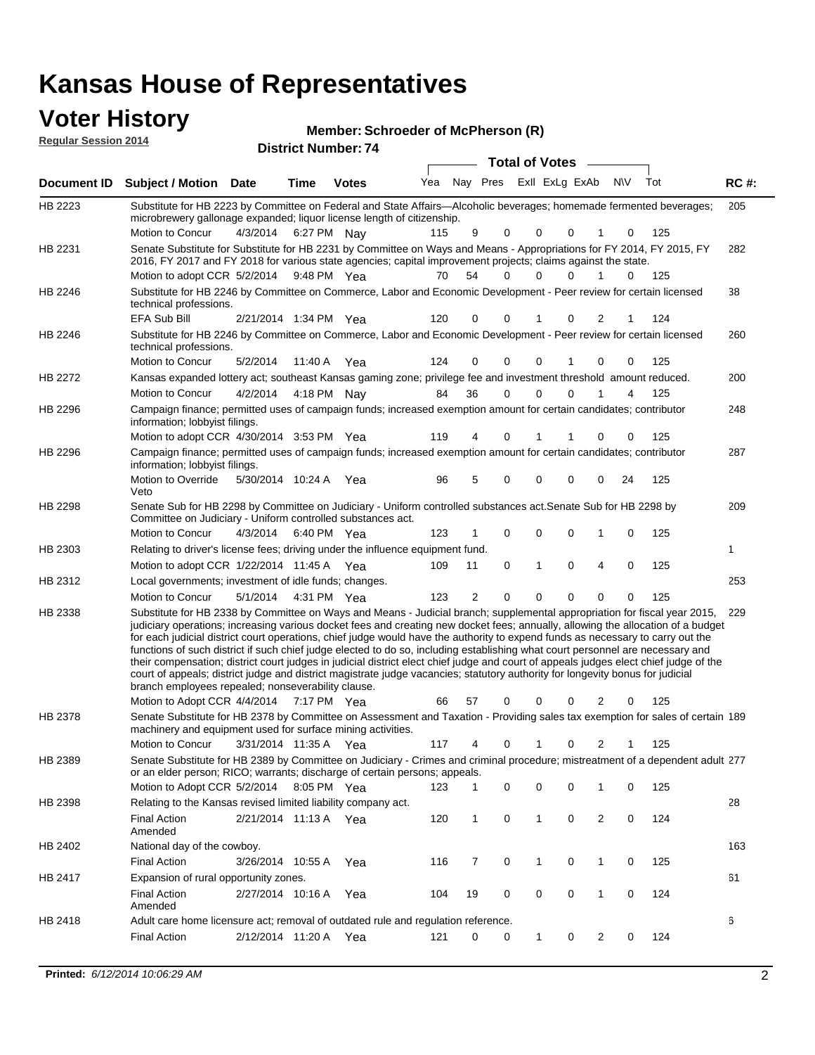# Kansas House of Representatives

## Voter History

**Regular Session 2014**

**Member: Schroeder of McPherson (R)**

**District Number: 74**

| Document ID | Subject / Motion | Date | Time | Votes | Yea | Nay | Pres | ExII | ExLg | ExAb | N\V | Tot | RC #: |
|---|---|---|---|---|---|---|---|---|---|---|---|---|---|
| HB 2223 | Substitute for HB 2223 by Committee on Federal and State Affairs—Alcoholic beverages; homemade fermented beverages; microbrewery gallonage expanded; liquor license length of citizenship. | | | | | | | | | | | | 205 |
| | Motion to Concur | 4/3/2014 | 6:27 PM | Nay | 115 | 9 | 0 | 0 | 0 | 1 | 0 | 125 | |
| HB 2231 | Senate Substitute for Substitute for HB 2231 by Committee on Ways and Means - Appropriations for FY 2014, FY 2015, FY 2016, FY 2017 and FY 2018 for various state agencies; capital improvement projects; claims against the state. | | | | | | | | | | | | 282 |
| | Motion to adopt CCR | 5/2/2014 | 9:48 PM | Yea | 70 | 54 | 0 | 0 | 0 | 1 | 0 | 125 | |
| HB 2246 | Substitute for HB 2246 by Committee on Commerce, Labor and Economic Development - Peer review for certain licensed technical professions. | | | | | | | | | | | | 38 |
| | EFA Sub Bill | 2/21/2014 | 1:34 PM | Yea | 120 | 0 | 0 | 1 | 0 | 2 | 1 | 124 | |
| HB 2246 | Substitute for HB 2246 by Committee on Commerce, Labor and Economic Development - Peer review for certain licensed technical professions. | | | | | | | | | | | | 260 |
| | Motion to Concur | 5/2/2014 | 11:40 A | Yea | 124 | 0 | 0 | 0 | 1 | 0 | 0 | 125 | |
| HB 2272 | Kansas expanded lottery act; southeast Kansas gaming zone; privilege fee and investment threshold amount reduced. | | | | | | | | | | | | 200 |
| | Motion to Concur | 4/2/2014 | 4:18 PM | Nay | 84 | 36 | 0 | 0 | 0 | 1 | 4 | 125 | |
| HB 2296 | Campaign finance; permitted uses of campaign funds; increased exemption amount for certain candidates; contributor information; lobbyist filings. | | | | | | | | | | | | 248 |
| | Motion to adopt CCR | 4/30/2014 | 3:53 PM | Yea | 119 | 4 | 0 | 1 | 1 | 0 | 0 | 125 | |
| HB 2296 | Campaign finance; permitted uses of campaign funds; increased exemption amount for certain candidates; contributor information; lobbyist filings. | | | | | | | | | | | | 287 |
| | Motion to Override Veto | 5/30/2014 | 10:24 A | Yea | 96 | 5 | 0 | 0 | 0 | 0 | 24 | 125 | |
| HB 2298 | Senate Sub for HB 2298 by Committee on Judiciary - Uniform controlled substances act.Senate Sub for HB 2298 by Committee on Judiciary - Uniform controlled substances act. | | | | | | | | | | | | 209 |
| | Motion to Concur | 4/3/2014 | 6:40 PM | Yea | 123 | 1 | 0 | 0 | 0 | 1 | 0 | 125 | |
| HB 2303 | Relating to driver's license fees; driving under the influence equipment fund. | | | | | | | | | | | | 1 |
| | Motion to adopt CCR | 1/22/2014 | 11:45 A | Yea | 109 | 11 | 0 | 1 | 0 | 4 | 0 | 125 | |
| HB 2312 | Local governments; investment of idle funds; changes. | | | | | | | | | | | | 253 |
| | Motion to Concur | 5/1/2014 | 4:31 PM | Yea | 123 | 2 | 0 | 0 | 0 | 0 | 0 | 125 | |
| HB 2338 | Substitute for HB 2338 by Committee on Ways and Means - Judicial branch; supplemental appropriation for fiscal year 2015, judiciary operations; increasing various docket fees and creating new docket fees; annually, allowing the allocation of a budget for each judicial district court operations, chief judge would have the authority to expend funds as necessary to carry out the functions of such district if such chief judge elected to do so, including establishing what court personnel are necessary and their compensation; district court judges in judicial district elect chief judge and court of appeals judges elect chief judge of the court of appeals; district judge and district magistrate judge vacancies; statutory authority for longevity bonus for judicial branch employees repealed; nonseverability clause. | | | | | | | | | | | | 229 |
| | Motion to Adopt CCR | 4/4/2014 | 7:17 PM | Yea | 66 | 57 | 0 | 0 | 0 | 2 | 0 | 125 | |
| HB 2378 | Senate Substitute for HB 2378 by Committee on Assessment and Taxation - Providing sales tax exemption for sales of certain machinery and equipment used for surface mining activities. | | | | | | | | | | | | 189 |
| | Motion to Concur | 3/31/2014 | 11:35 A | Yea | 117 | 4 | 0 | 1 | 0 | 2 | 1 | 125 | |
| HB 2389 | Senate Substitute for HB 2389 by Committee on Judiciary - Crimes and criminal procedure; mistreatment of a dependent adult or an elder person; RICO; warrants; discharge of certain persons; appeals. | | | | | | | | | | | | 277 |
| | Motion to Adopt CCR | 5/2/2014 | 8:05 PM | Yea | 123 | 1 | 0 | 0 | 0 | 1 | 0 | 125 | |
| HB 2398 | Relating to the Kansas revised limited liability company act. | | | | | | | | | | | | 28 |
| | Final Action Amended | 2/21/2014 | 11:13 A | Yea | 120 | 1 | 0 | 1 | 0 | 2 | 0 | 124 | |
| HB 2402 | National day of the cowboy. | | | | | | | | | | | | 163 |
| | Final Action | 3/26/2014 | 10:55 A | Yea | 116 | 7 | 0 | 1 | 0 | 1 | 0 | 125 | |
| HB 2417 | Expansion of rural opportunity zones. | | | | | | | | | | | | 61 |
| | Final Action Amended | 2/27/2014 | 10:16 A | Yea | 104 | 19 | 0 | 0 | 0 | 1 | 0 | 124 | |
| HB 2418 | Adult care home licensure act; removal of outdated rule and regulation reference. | | | | | | | | | | | | 6 |
| | Final Action | 2/12/2014 | 11:20 A | Yea | 121 | 0 | 0 | 1 | 0 | 2 | 0 | 124 | |

**Printed:** *6/12/2014 10:06:29 AM*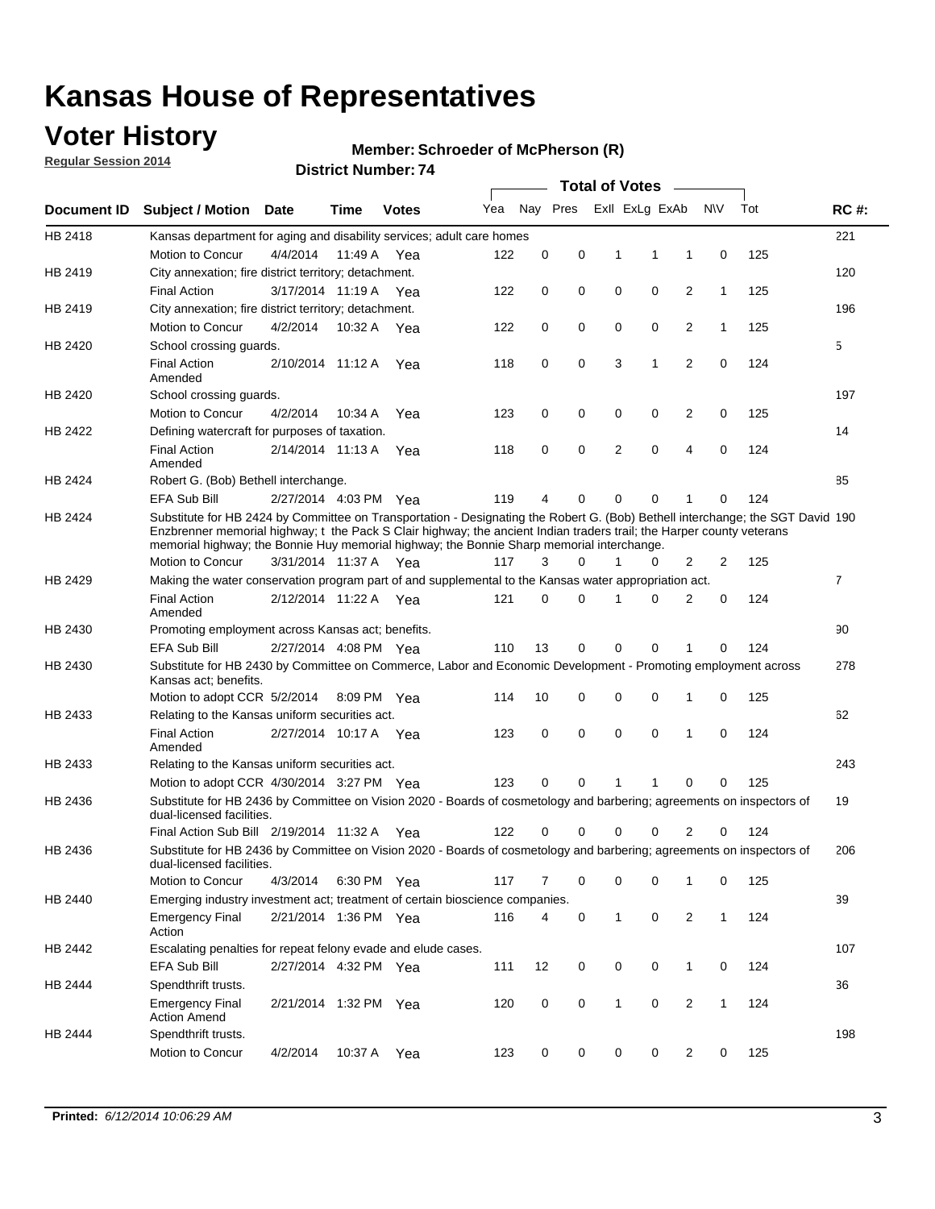# Kansas House of Representatives

## Voter History

**Regular Session 2014**

**Member: Schroeder of McPherson (R)**

**District Number: 74**

| Document ID | Subject / Motion | Date | Time | Votes | Yea | Nay | Pres | ExII | ExLg | ExAb | N\V | Tot | RC #: |
|---|---|---|---|---|---|---|---|---|---|---|---|---|---|
| HB 2418 | Kansas department for aging and disability services; adult care homes | | | | | | | | | | | | 221 |
| | Motion to Concur | 4/4/2014 | 11:49 A | Yea | 122 | 0 | 0 | 1 | 1 | 1 | 0 | 125 | |
| HB 2419 | City annexation; fire district territory; detachment. | | | | | | | | | | | | 120 |
| | Final Action | 3/17/2014 | 11:19 A | Yea | 122 | 0 | 0 | 0 | 0 | 2 | 1 | 125 | |
| HB 2419 | City annexation; fire district territory; detachment. | | | | | | | | | | | | 196 |
| | Motion to Concur | 4/2/2014 | 10:32 A | Yea | 122 | 0 | 0 | 0 | 0 | 2 | 1 | 125 | |
| HB 2420 | School crossing guards. | | | | | | | | | | | | 5 |
| | Final Action Amended | 2/10/2014 | 11:12 A | Yea | 118 | 0 | 0 | 3 | 1 | 2 | 0 | 124 | |
| HB 2420 | School crossing guards. | | | | | | | | | | | | 197 |
| | Motion to Concur | 4/2/2014 | 10:34 A | Yea | 123 | 0 | 0 | 0 | 0 | 2 | 0 | 125 | |
| HB 2422 | Defining watercraft for purposes of taxation. | | | | | | | | | | | | 14 |
| | Final Action Amended | 2/14/2014 | 11:13 A | Yea | 118 | 0 | 0 | 2 | 0 | 4 | 0 | 124 | |
| HB 2424 | Robert G. (Bob) Bethell interchange. | | | | | | | | | | | | 85 |
| | EFA Sub Bill | 2/27/2014 | 4:03 PM | Yea | 119 | 4 | 0 | 0 | 0 | 1 | 0 | 124 | |
| HB 2424 | Substitute for HB 2424 by Committee on Transportation - Designating the Robert G. (Bob) Bethell interchange; the SGT David Enzbrenner memorial highway; t the Pack S Clair highway; the ancient Indian traders trail; the Harper county veterans memorial highway; the Bonnie Huy memorial highway; the Bonnie Sharp memorial interchange. | | | | | | | | | | | | 190 |
| | Motion to Concur | 3/31/2014 | 11:37 A | Yea | 117 | 3 | 0 | 1 | 0 | 2 | 2 | 125 | |
| HB 2429 | Making the water conservation program part of and supplemental to the Kansas water appropriation act. | | | | | | | | | | | | 7 |
| | Final Action Amended | 2/12/2014 | 11:22 A | Yea | 121 | 0 | 0 | 1 | 0 | 2 | 0 | 124 | |
| HB 2430 | Promoting employment across Kansas act; benefits. | | | | | | | | | | | | 90 |
| | EFA Sub Bill | 2/27/2014 | 4:08 PM | Yea | 110 | 13 | 0 | 0 | 0 | 1 | 0 | 124 | |
| HB 2430 | Substitute for HB 2430 by Committee on Commerce, Labor and Economic Development - Promoting employment across Kansas act; benefits. | | | | | | | | | | | | 278 |
| | Motion to adopt CCR | 5/2/2014 | 8:09 PM | Yea | 114 | 10 | 0 | 0 | 0 | 1 | 0 | 125 | |
| HB 2433 | Relating to the Kansas uniform securities act. | | | | | | | | | | | | 62 |
| | Final Action Amended | 2/27/2014 | 10:17 A | Yea | 123 | 0 | 0 | 0 | 0 | 1 | 0 | 124 | |
| HB 2433 | Relating to the Kansas uniform securities act. | | | | | | | | | | | | 243 |
| | Motion to adopt CCR | 4/30/2014 | 3:27 PM | Yea | 123 | 0 | 0 | 1 | 1 | 0 | 0 | 125 | |
| HB 2436 | Substitute for HB 2436 by Committee on Vision 2020 - Boards of cosmetology and barbering; agreements on inspectors of dual-licensed facilities. | | | | | | | | | | | | 19 |
| | Final Action Sub Bill | 2/19/2014 | 11:32 A | Yea | 122 | 0 | 0 | 0 | 0 | 2 | 0 | 124 | |
| HB 2436 | Substitute for HB 2436 by Committee on Vision 2020 - Boards of cosmetology and barbering; agreements on inspectors of dual-licensed facilities. | | | | | | | | | | | | 206 |
| | Motion to Concur | 4/3/2014 | 6:30 PM | Yea | 117 | 7 | 0 | 0 | 0 | 1 | 0 | 125 | |
| HB 2440 | Emerging industry investment act; treatment of certain bioscience companies. | | | | | | | | | | | | 39 |
| | Emergency Final Action | 2/21/2014 | 1:36 PM | Yea | 116 | 4 | 0 | 1 | 0 | 2 | 1 | 124 | |
| HB 2442 | Escalating penalties for repeat felony evade and elude cases. | | | | | | | | | | | | 107 |
| | EFA Sub Bill | 2/27/2014 | 4:32 PM | Yea | 111 | 12 | 0 | 0 | 0 | 1 | 0 | 124 | |
| HB 2444 | Spendthrift trusts. | | | | | | | | | | | | 36 |
| | Emergency Final Action Amend | 2/21/2014 | 1:32 PM | Yea | 120 | 0 | 0 | 1 | 0 | 2 | 1 | 124 | |
| HB 2444 | Spendthrift trusts. | | | | | | | | | | | | 198 |
| | Motion to Concur | 4/2/2014 | 10:37 A | Yea | 123 | 0 | 0 | 0 | 0 | 2 | 0 | 125 | |

**Printed:** *6/12/2014 10:06:29 AM*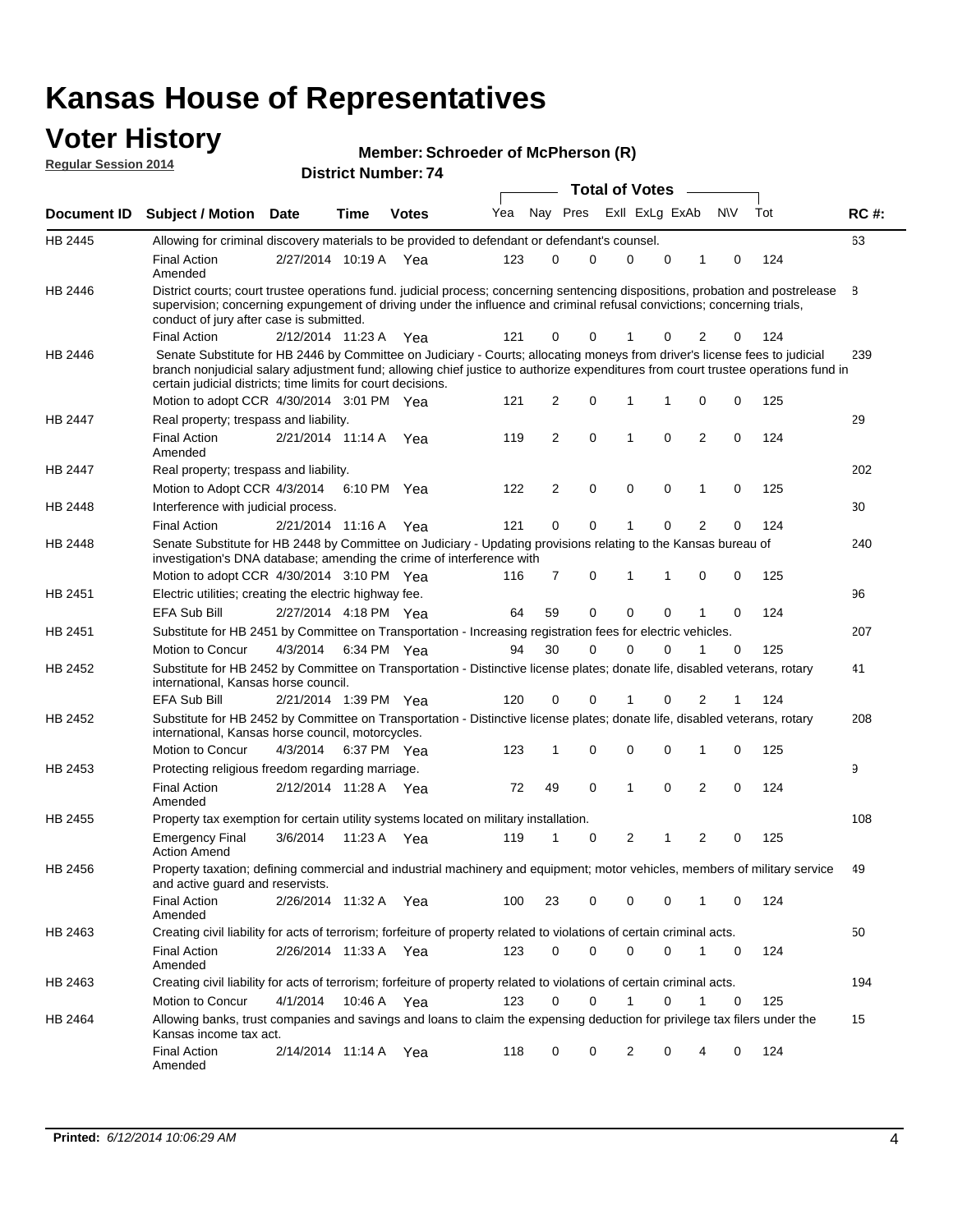# Kansas House of Representatives

## Voter History

**Regular Session 2014**

**Member: Schroeder of McPherson (R)**

**District Number: 74**

| Document ID | Subject / Motion | Date | Time | Votes | Yea | Nay | Pres | ExII | ExLg | ExAb | N\V | Tot | RC #: |
|---|---|---|---|---|---|---|---|---|---|---|---|---|---|
| HB 2445 | Allowing for criminal discovery materials to be provided to defendant or defendant's counsel. | | | | | | | | | | | | 63 |
| | Final Action Amended | 2/27/2014 | 10:19 A | Yea | 123 | 0 | 0 | 0 | 0 | 1 | 0 | 124 | |
| HB 2446 | District courts; court trustee operations fund. judicial process; concerning sentencing dispositions, probation and postrelease supervision; concerning expungement of driving under the influence and criminal refusal convictions; concerning trials, conduct of jury after case is submitted. | | | | | | | | | | | | 8 |
| | Final Action | 2/12/2014 | 11:23 A | Yea | 121 | 0 | 0 | 1 | 0 | 2 | 0 | 124 | |
| HB 2446 | Senate Substitute for HB 2446 by Committee on Judiciary - Courts; allocating moneys from driver's license fees to judicial branch nonjudicial salary adjustment fund; allowing chief justice to authorize expenditures from court trustee operations fund in certain judicial districts; time limits for court decisions. | | | | | | | | | | | | 239 |
| | Motion to adopt CCR | 4/30/2014 | 3:01 PM | Yea | 121 | 2 | 0 | 1 | 1 | 0 | 0 | 125 | |
| HB 2447 | Real property; trespass and liability. | | | | | | | | | | | | 29 |
| | Final Action Amended | 2/21/2014 | 11:14 A | Yea | 119 | 2 | 0 | 1 | 0 | 2 | 0 | 124 | |
| HB 2447 | Real property; trespass and liability. | | | | | | | | | | | | 202 |
| | Motion to Adopt CCR | 4/3/2014 | 6:10 PM | Yea | 122 | 2 | 0 | 0 | 0 | 1 | 0 | 125 | |
| HB 2448 | Interference with judicial process. | | | | | | | | | | | | 30 |
| | Final Action | 2/21/2014 | 11:16 A | Yea | 121 | 0 | 0 | 1 | 0 | 2 | 0 | 124 | |
| HB 2448 | Senate Substitute for HB 2448 by Committee on Judiciary - Updating provisions relating to the Kansas bureau of investigation's DNA database; amending the crime of interference with | | | | | | | | | | | | 240 |
| | Motion to adopt CCR | 4/30/2014 | 3:10 PM | Yea | 116 | 7 | 0 | 1 | 1 | 0 | 0 | 125 | |
| HB 2451 | Electric utilities; creating the electric highway fee. | | | | | | | | | | | | 96 |
| | EFA Sub Bill | 2/27/2014 | 4:18 PM | Yea | 64 | 59 | 0 | 0 | 0 | 1 | 0 | 124 | |
| HB 2451 | Substitute for HB 2451 by Committee on Transportation - Increasing registration fees for electric vehicles. | | | | | | | | | | | | 207 |
| | Motion to Concur | 4/3/2014 | 6:34 PM | Yea | 94 | 30 | 0 | 0 | 0 | 1 | 0 | 125 | |
| HB 2452 | Substitute for HB 2452 by Committee on Transportation - Distinctive license plates; donate life, disabled veterans, rotary international, Kansas horse council. | | | | | | | | | | | | 41 |
| | EFA Sub Bill | 2/21/2014 | 1:39 PM | Yea | 120 | 0 | 0 | 1 | 0 | 2 | 1 | 124 | |
| HB 2452 | Substitute for HB 2452 by Committee on Transportation - Distinctive license plates; donate life, disabled veterans, rotary international, Kansas horse council, motorcycles. | | | | | | | | | | | | 208 |
| | Motion to Concur | 4/3/2014 | 6:37 PM | Yea | 123 | 1 | 0 | 0 | 0 | 1 | 0 | 125 | |
| HB 2453 | Protecting religious freedom regarding marriage. | | | | | | | | | | | | 9 |
| | Final Action Amended | 2/12/2014 | 11:28 A | Yea | 72 | 49 | 0 | 1 | 0 | 2 | 0 | 124 | |
| HB 2455 | Property tax exemption for certain utility systems located on military installation. | | | | | | | | | | | | 108 |
| | Emergency Final Action Amend | 3/6/2014 | 11:23 A | Yea | 119 | 1 | 0 | 2 | 1 | 2 | 0 | 125 | |
| HB 2456 | Property taxation; defining commercial and industrial machinery and equipment; motor vehicles, members of military service and active guard and reservists. | | | | | | | | | | | | 49 |
| | Final Action Amended | 2/26/2014 | 11:32 A | Yea | 100 | 23 | 0 | 0 | 0 | 1 | 0 | 124 | |
| HB 2463 | Creating civil liability for acts of terrorism; forfeiture of property related to violations of certain criminal acts. | | | | | | | | | | | | 50 |
| | Final Action Amended | 2/26/2014 | 11:33 A | Yea | 123 | 0 | 0 | 0 | 0 | 1 | 0 | 124 | |
| HB 2463 | Creating civil liability for acts of terrorism; forfeiture of property related to violations of certain criminal acts. | | | | | | | | | | | | 194 |
| | Motion to Concur | 4/1/2014 | 10:46 A | Yea | 123 | 0 | 0 | 1 | 0 | 1 | 0 | 125 | |
| HB 2464 | Allowing banks, trust companies and savings and loans to claim the expensing deduction for privilege tax filers under the Kansas income tax act. | | | | | | | | | | | | 15 |
| | Final Action Amended | 2/14/2014 | 11:14 A | Yea | 118 | 0 | 0 | 2 | 0 | 4 | 0 | 124 | |

**Printed:** *6/12/2014 10:06:29 AM*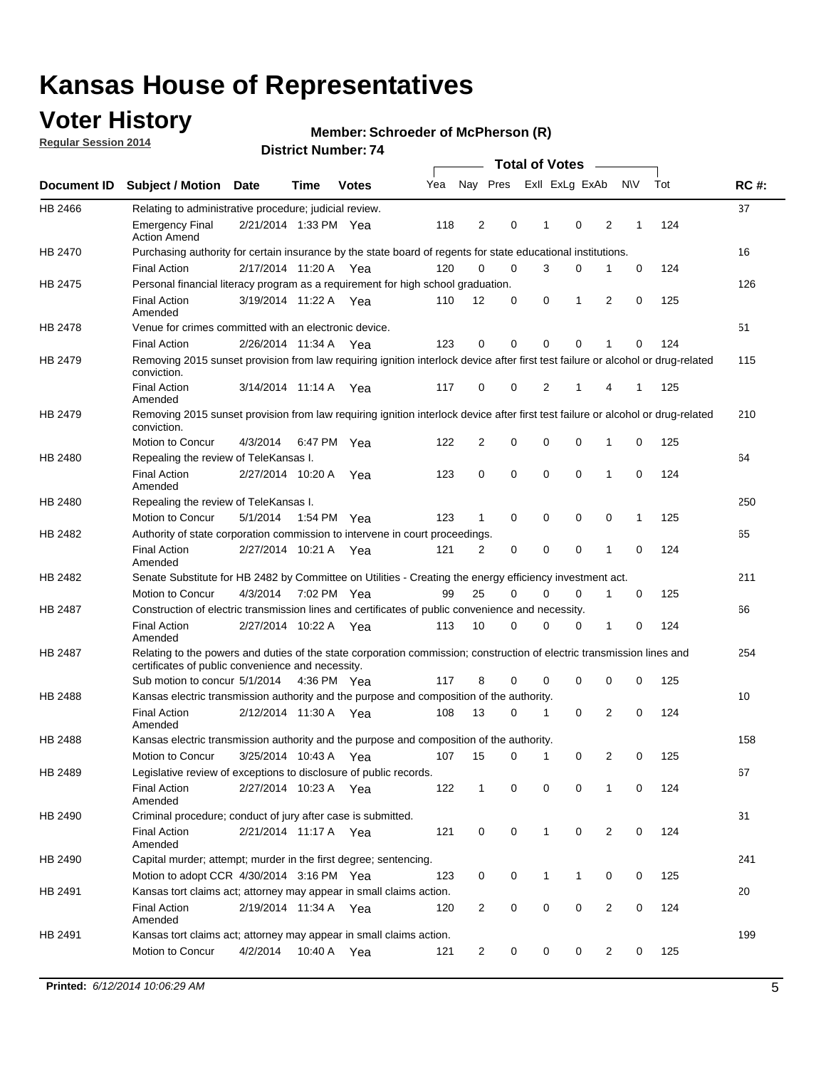# Kansas House of Representatives

## Voter History

**Regular Session 2014**

**Member: Schroeder of McPherson (R)**

**District Number: 74**

| Document ID | Subject / Motion | Date | Time | Votes | Yea | Nay | Pres | ExII | ExLg | ExAb | N\V | Tot | RC #: |
|---|---|---|---|---|---|---|---|---|---|---|---|---|---|
| HB 2466 | Relating to administrative procedure; judicial review. | | | | | | | | | | | | 37 |
| | Emergency Final Action Amend | 2/21/2014 | 1:33 PM | Yea | 118 | 2 | 0 | 1 | 0 | 2 | 1 | 124 | |
| HB 2470 | Purchasing authority for certain insurance by the state board of regents for state educational institutions. | | | | | | | | | | | | 16 |
| | Final Action | 2/17/2014 | 11:20 A | Yea | 120 | 0 | 0 | 3 | 0 | 1 | 0 | 124 | |
| HB 2475 | Personal financial literacy program as a requirement for high school graduation. | | | | | | | | | | | | 126 |
| | Final Action Amended | 3/19/2014 | 11:22 A | Yea | 110 | 12 | 0 | 0 | 1 | 2 | 0 | 125 | |
| HB 2478 | Venue for crimes committed with an electronic device. | | | | | | | | | | | | 51 |
| | Final Action | 2/26/2014 | 11:34 A | Yea | 123 | 0 | 0 | 0 | 0 | 1 | 0 | 124 | |
| HB 2479 | Removing 2015 sunset provision from law requiring ignition interlock device after first test failure or alcohol or drug-related conviction. | | | | | | | | | | | | 115 |
| | Final Action Amended | 3/14/2014 | 11:14 A | Yea | 117 | 0 | 0 | 2 | 1 | 4 | 1 | 125 | |
| HB 2479 | Removing 2015 sunset provision from law requiring ignition interlock device after first test failure or alcohol or drug-related conviction. | | | | | | | | | | | | 210 |
| | Motion to Concur | 4/3/2014 | 6:47 PM | Yea | 122 | 2 | 0 | 0 | 0 | 1 | 0 | 125 | |
| HB 2480 | Repealing the review of TeleKansas I. | | | | | | | | | | | | 64 |
| | Final Action Amended | 2/27/2014 | 10:20 A | Yea | 123 | 0 | 0 | 0 | 0 | 1 | 0 | 124 | |
| HB 2480 | Repealing the review of TeleKansas I. | | | | | | | | | | | | 250 |
| | Motion to Concur | 5/1/2014 | 1:54 PM | Yea | 123 | 1 | 0 | 0 | 0 | 0 | 1 | 125 | |
| HB 2482 | Authority of state corporation commission to intervene in court proceedings. | | | | | | | | | | | | 65 |
| | Final Action Amended | 2/27/2014 | 10:21 A | Yea | 121 | 2 | 0 | 0 | 0 | 1 | 0 | 124 | |
| HB 2482 | Senate Substitute for HB 2482 by Committee on Utilities - Creating the energy efficiency investment act. | | | | | | | | | | | | 211 |
| | Motion to Concur | 4/3/2014 | 7:02 PM | Yea | 99 | 25 | 0 | 0 | 0 | 1 | 0 | 125 | |
| HB 2487 | Construction of electric transmission lines and certificates of public convenience and necessity. | | | | | | | | | | | | 66 |
| | Final Action Amended | 2/27/2014 | 10:22 A | Yea | 113 | 10 | 0 | 0 | 0 | 1 | 0 | 124 | |
| HB 2487 | Relating to the powers and duties of the state corporation commission; construction of electric transmission lines and certificates of public convenience and necessity. | | | | | | | | | | | | 254 |
| | Sub motion to concur | 5/1/2014 | 4:36 PM | Yea | 117 | 8 | 0 | 0 | 0 | 0 | 0 | 125 | |
| HB 2488 | Kansas electric transmission authority and the purpose and composition of the authority. | | | | | | | | | | | | 10 |
| | Final Action Amended | 2/12/2014 | 11:30 A | Yea | 108 | 13 | 0 | 1 | 0 | 2 | 0 | 124 | |
| HB 2488 | Kansas electric transmission authority and the purpose and composition of the authority. | | | | | | | | | | | | 158 |
| | Motion to Concur | 3/25/2014 | 10:43 A | Yea | 107 | 15 | 0 | 1 | 0 | 2 | 0 | 125 | |
| HB 2489 | Legislative review of exceptions to disclosure of public records. | | | | | | | | | | | | 67 |
| | Final Action Amended | 2/27/2014 | 10:23 A | Yea | 122 | 1 | 0 | 0 | 0 | 1 | 0 | 124 | |
| HB 2490 | Criminal procedure; conduct of jury after case is submitted. | | | | | | | | | | | | 31 |
| | Final Action Amended | 2/21/2014 | 11:17 A | Yea | 121 | 0 | 0 | 1 | 0 | 2 | 0 | 124 | |
| HB 2490 | Capital murder; attempt; murder in the first degree; sentencing. | | | | | | | | | | | | 241 |
| | Motion to adopt CCR | 4/30/2014 | 3:16 PM | Yea | 123 | 0 | 0 | 1 | 1 | 0 | 0 | 125 | |
| HB 2491 | Kansas tort claims act; attorney may appear in small claims action. | | | | | | | | | | | | 20 |
| | Final Action Amended | 2/19/2014 | 11:34 A | Yea | 120 | 2 | 0 | 0 | 0 | 2 | 0 | 124 | |
| HB 2491 | Kansas tort claims act; attorney may appear in small claims action. | | | | | | | | | | | | 199 |
| | Motion to Concur | 4/2/2014 | 10:40 A | Yea | 121 | 2 | 0 | 0 | 0 | 2 | 0 | 125 | |

**Printed:** *6/12/2014 10:06:29 AM*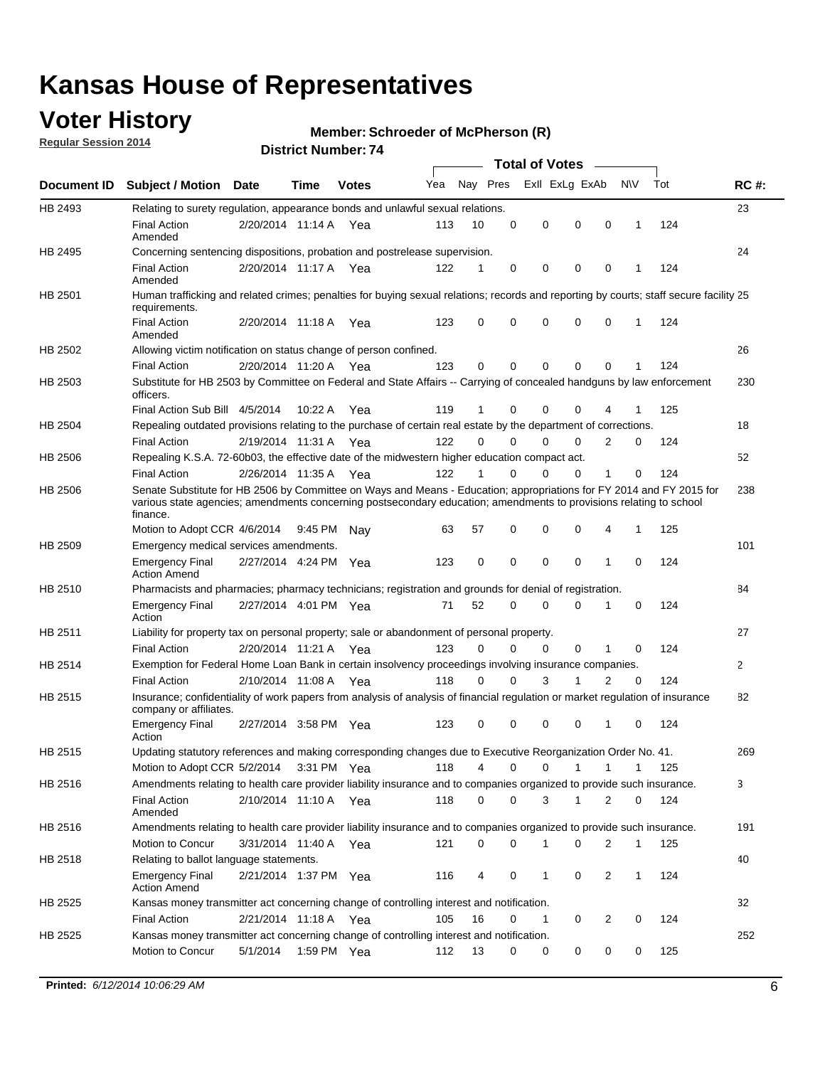# Kansas House of Representatives

## Voter History

**Regular Session 2014**

**Member: Schroeder of McPherson (R)**

**District Number: 74**

| Document ID | Subject / Motion | Date | Time | Votes | Yea | Nay | Pres | ExII | ExLg | ExAb | N\V | Tot | RC #: |
|---|---|---|---|---|---|---|---|---|---|---|---|---|---|
| HB 2493 | Relating to surety regulation, appearance bonds and unlawful sexual relations. | | | | | | | | | | | | 23 |
| | Final Action Amended | 2/20/2014 | 11:14 A | Yea | 113 | 10 | 0 | 0 | 0 | 0 | 1 | 124 | |
| HB 2495 | Concerning sentencing dispositions, probation and postrelease supervision. | | | | | | | | | | | | 24 |
| | Final Action Amended | 2/20/2014 | 11:17 A | Yea | 122 | 1 | 0 | 0 | 0 | 0 | 1 | 124 | |
| HB 2501 | Human trafficking and related crimes; penalties for buying sexual relations; records and reporting by courts; staff secure facility requirements. | | | | | | | | | | | | 25 |
| | Final Action Amended | 2/20/2014 | 11:18 A | Yea | 123 | 0 | 0 | 0 | 0 | 0 | 1 | 124 | |
| HB 2502 | Allowing victim notification on status change of person confined. | | | | | | | | | | | | 26 |
| | Final Action | 2/20/2014 | 11:20 A | Yea | 123 | 0 | 0 | 0 | 0 | 0 | 1 | 124 | |
| HB 2503 | Substitute for HB 2503 by Committee on Federal and State Affairs -- Carrying of concealed handguns by law enforcement officers. | | | | | | | | | | | | 230 |
| | Final Action Sub Bill | 4/5/2014 | 10:22 A | Yea | 119 | 1 | 0 | 0 | 0 | 4 | 1 | 125 | |
| HB 2504 | Repealing outdated provisions relating to the purchase of certain real estate by the department of corrections. | | | | | | | | | | | | 18 |
| | Final Action | 2/19/2014 | 11:31 A | Yea | 122 | 0 | 0 | 0 | 0 | 2 | 0 | 124 | |
| HB 2506 | Repealing K.S.A. 72-60b03, the effective date of the midwestern higher education compact act. | | | | | | | | | | | | 52 |
| | Final Action | 2/26/2014 | 11:35 A | Yea | 122 | 1 | 0 | 0 | 0 | 1 | 0 | 124 | |
| HB 2506 | Senate Substitute for HB 2506 by Committee on Ways and Means - Education; appropriations for FY 2014 and FY 2015 for various state agencies; amendments concerning postsecondary education; amendments to provisions relating to school finance. | | | | | | | | | | | | 238 |
| | Motion to Adopt CCR | 4/6/2014 | 9:45 PM | Nay | 63 | 57 | 0 | 0 | 0 | 4 | 1 | 125 | |
| HB 2509 | Emergency medical services amendments. | | | | | | | | | | | | 101 |
| | Emergency Final Action Amend | 2/27/2014 | 4:24 PM | Yea | 123 | 0 | 0 | 0 | 0 | 1 | 0 | 124 | |
| HB 2510 | Pharmacists and pharmacies; pharmacy technicians; registration and grounds for denial of registration. | | | | | | | | | | | | 84 |
| | Emergency Final Action | 2/27/2014 | 4:01 PM | Yea | 71 | 52 | 0 | 0 | 0 | 1 | 0 | 124 | |
| HB 2511 | Liability for property tax on personal property; sale or abandonment of personal property. | | | | | | | | | | | | 27 |
| | Final Action | 2/20/2014 | 11:21 A | Yea | 123 | 0 | 0 | 0 | 0 | 1 | 0 | 124 | |
| HB 2514 | Exemption for Federal Home Loan Bank in certain insolvency proceedings involving insurance companies. | | | | | | | | | | | | 2 |
| | Final Action | 2/10/2014 | 11:08 A | Yea | 118 | 0 | 0 | 3 | 1 | 2 | 0 | 124 | |
| HB 2515 | Insurance; confidentiality of work papers from analysis of analysis of financial regulation or market regulation of insurance company or affiliates. | | | | | | | | | | | | 82 |
| | Emergency Final Action | 2/27/2014 | 3:58 PM | Yea | 123 | 0 | 0 | 0 | 0 | 1 | 0 | 124 | |
| HB 2515 | Updating statutory references and making corresponding changes due to Executive Reorganization Order No. 41. | | | | | | | | | | | | 269 |
| | Motion to Adopt CCR | 5/2/2014 | 3:31 PM | Yea | 118 | 4 | 0 | 0 | 1 | 1 | 1 | 125 | |
| HB 2516 | Amendments relating to health care provider liability insurance and to companies organized to provide such insurance. | | | | | | | | | | | | 3 |
| | Final Action Amended | 2/10/2014 | 11:10 A | Yea | 118 | 0 | 0 | 3 | 1 | 2 | 0 | 124 | |
| HB 2516 | Amendments relating to health care provider liability insurance and to companies organized to provide such insurance. | | | | | | | | | | | | 191 |
| | Motion to Concur | 3/31/2014 | 11:40 A | Yea | 121 | 0 | 0 | 1 | 0 | 2 | 1 | 125 | |
| HB 2518 | Relating to ballot language statements. | | | | | | | | | | | | 40 |
| | Emergency Final Action Amend | 2/21/2014 | 1:37 PM | Yea | 116 | 4 | 0 | 1 | 0 | 2 | 1 | 124 | |
| HB 2525 | Kansas money transmitter act concerning change of controlling interest and notification. | | | | | | | | | | | | 32 |
| | Final Action | 2/21/2014 | 11:18 A | Yea | 105 | 16 | 0 | 1 | 0 | 2 | 0 | 124 | |
| HB 2525 | Kansas money transmitter act concerning change of controlling interest and notification. | | | | | | | | | | | | 252 |
| | Motion to Concur | 5/1/2014 | 1:59 PM | Yea | 112 | 13 | 0 | 0 | 0 | 0 | 0 | 125 | |

**Printed:** *6/12/2014 10:06:29 AM*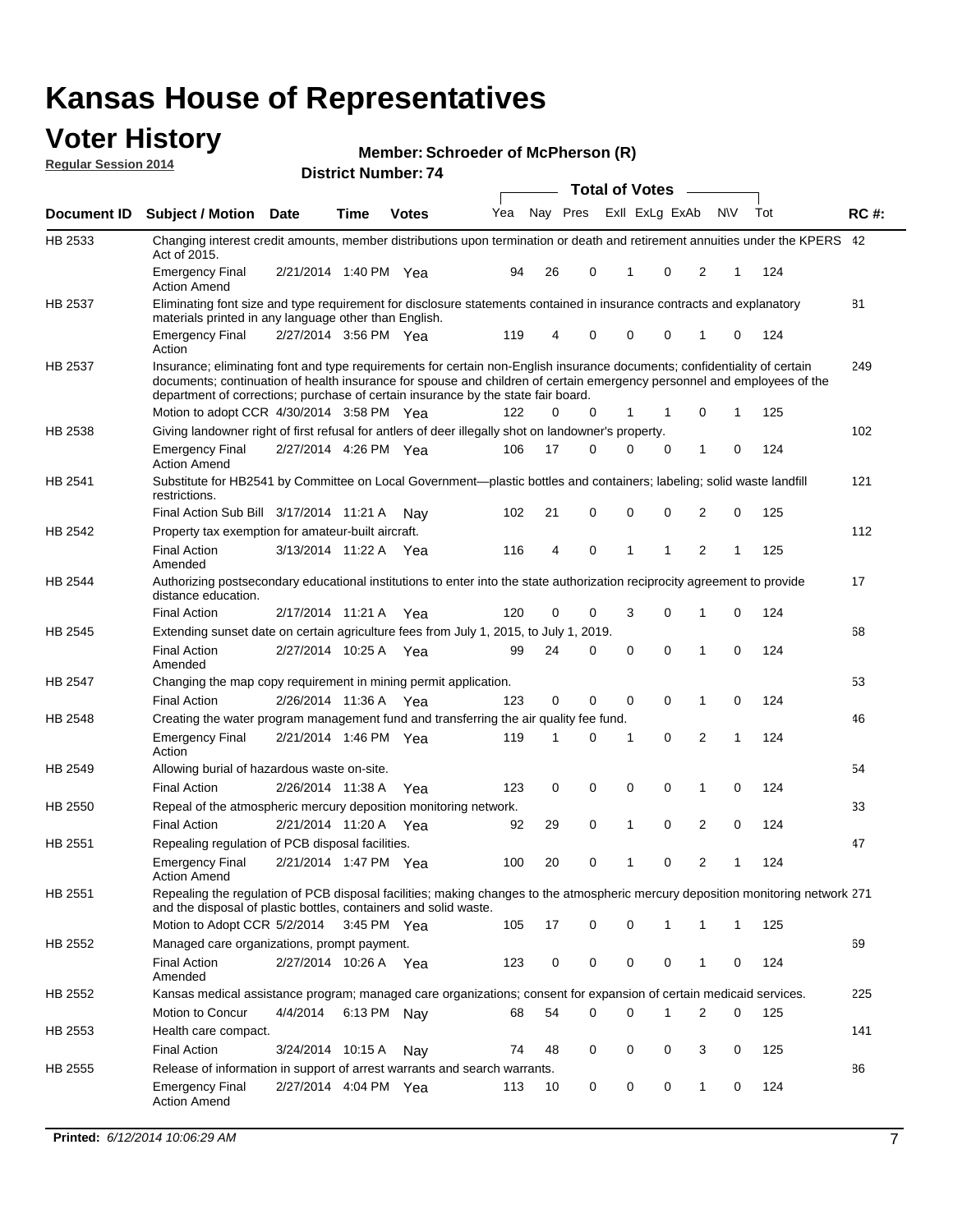# Kansas House of Representatives

## Voter History

**Regular Session 2014**

**Member: Schroeder of McPherson (R)**

**District Number: 74**

| Document ID | Subject / Motion | Date | Time | Votes | Yea | Nay | Pres | ExII | ExLg | ExAb | N\V | Tot | RC #: |
|---|---|---|---|---|---|---|---|---|---|---|---|---|---|
| HB 2533 | Changing interest credit amounts, member distributions upon termination or death and retirement annuities under the KPERS Act of 2015. | | | | | | | | | | | | 42 |
| | Emergency Final Action Amend | 2/21/2014 | 1:40 PM | Yea | 94 | 26 | 0 | 1 | 0 | 2 | 1 | 124 | |
| HB 2537 | Eliminating font size and type requirement for disclosure statements contained in insurance contracts and explanatory materials printed in any language other than English. | | | | | | | | | | | | 81 |
| | Emergency Final Action | 2/27/2014 | 3:56 PM | Yea | 119 | 4 | 0 | 0 | 0 | 1 | 0 | 124 | |
| HB 2537 | Insurance; eliminating font and type requirements for certain non-English insurance documents; confidentiality of certain documents; continuation of health insurance for spouse and children of certain emergency personnel and employees of the department of corrections; purchase of certain insurance by the state fair board. | | | | | | | | | | | | 249 |
| | Motion to adopt CCR | 4/30/2014 | 3:58 PM | Yea | 122 | 0 | 0 | 1 | 1 | 0 | 1 | 125 | |
| HB 2538 | Giving landowner right of first refusal for antlers of deer illegally shot on landowner's property. | | | | | | | | | | | | 102 |
| | Emergency Final Action Amend | 2/27/2014 | 4:26 PM | Yea | 106 | 17 | 0 | 0 | 0 | 1 | 0 | 124 | |
| HB 2541 | Substitute for HB2541 by Committee on Local Government—plastic bottles and containers; labeling; solid waste landfill restrictions. | | | | | | | | | | | | 121 |
| | Final Action Sub Bill | 3/17/2014 | 11:21 A | Nay | 102 | 21 | 0 | 0 | 0 | 2 | 0 | 125 | |
| HB 2542 | Property tax exemption for amateur-built aircraft. | | | | | | | | | | | | 112 |
| | Final Action Amended | 3/13/2014 | 11:22 A | Yea | 116 | 4 | 0 | 1 | 1 | 2 | 1 | 125 | |
| HB 2544 | Authorizing postsecondary educational institutions to enter into the state authorization reciprocity agreement to provide distance education. | | | | | | | | | | | | 17 |
| | Final Action | 2/17/2014 | 11:21 A | Yea | 120 | 0 | 0 | 3 | 0 | 1 | 0 | 124 | |
| HB 2545 | Extending sunset date on certain agriculture fees from July 1, 2015, to July 1, 2019. | | | | | | | | | | | | 68 |
| | Final Action Amended | 2/27/2014 | 10:25 A | Yea | 99 | 24 | 0 | 0 | 0 | 1 | 0 | 124 | |
| HB 2547 | Changing the map copy requirement in mining permit application. | | | | | | | | | | | | 53 |
| | Final Action | 2/26/2014 | 11:36 A | Yea | 123 | 0 | 0 | 0 | 0 | 1 | 0 | 124 | |
| HB 2548 | Creating the water program management fund and transferring the air quality fee fund. | | | | | | | | | | | | 46 |
| | Emergency Final Action | 2/21/2014 | 1:46 PM | Yea | 119 | 1 | 0 | 1 | 0 | 2 | 1 | 124 | |
| HB 2549 | Allowing burial of hazardous waste on-site. | | | | | | | | | | | | 54 |
| | Final Action | 2/26/2014 | 11:38 A | Yea | 123 | 0 | 0 | 0 | 0 | 1 | 0 | 124 | |
| HB 2550 | Repeal of the atmospheric mercury deposition monitoring network. | | | | | | | | | | | | 33 |
| | Final Action | 2/21/2014 | 11:20 A | Yea | 92 | 29 | 0 | 1 | 0 | 2 | 0 | 124 | |
| HB 2551 | Repealing regulation of PCB disposal facilities. | | | | | | | | | | | | 47 |
| | Emergency Final Action Amend | 2/21/2014 | 1:47 PM | Yea | 100 | 20 | 0 | 1 | 0 | 2 | 1 | 124 | |
| HB 2551 | Repealing the regulation of PCB disposal facilities; making changes to the atmospheric mercury deposition monitoring network and the disposal of plastic bottles, containers and solid waste. | | | | | | | | | | | | 271 |
| | Motion to Adopt CCR | 5/2/2014 | 3:45 PM | Yea | 105 | 17 | 0 | 0 | 1 | 1 | 1 | 125 | |
| HB 2552 | Managed care organizations, prompt payment. | | | | | | | | | | | | 69 |
| | Final Action Amended | 2/27/2014 | 10:26 A | Yea | 123 | 0 | 0 | 0 | 0 | 1 | 0 | 124 | |
| HB 2552 | Kansas medical assistance program; managed care organizations; consent for expansion of certain medicaid services. | | | | | | | | | | | | 225 |
| | Motion to Concur | 4/4/2014 | 6:13 PM | Nay | 68 | 54 | 0 | 0 | 1 | 2 | 0 | 125 | |
| HB 2553 | Health care compact. | | | | | | | | | | | | 141 |
| | Final Action | 3/24/2014 | 10:15 A | Nay | 74 | 48 | 0 | 0 | 0 | 3 | 0 | 125 | |
| HB 2555 | Release of information in support of arrest warrants and search warrants. | | | | | | | | | | | | 86 |
| | Emergency Final Action Amend | 2/27/2014 | 4:04 PM | Yea | 113 | 10 | 0 | 0 | 0 | 1 | 0 | 124 | |

**Printed:** *6/12/2014 10:06:29 AM*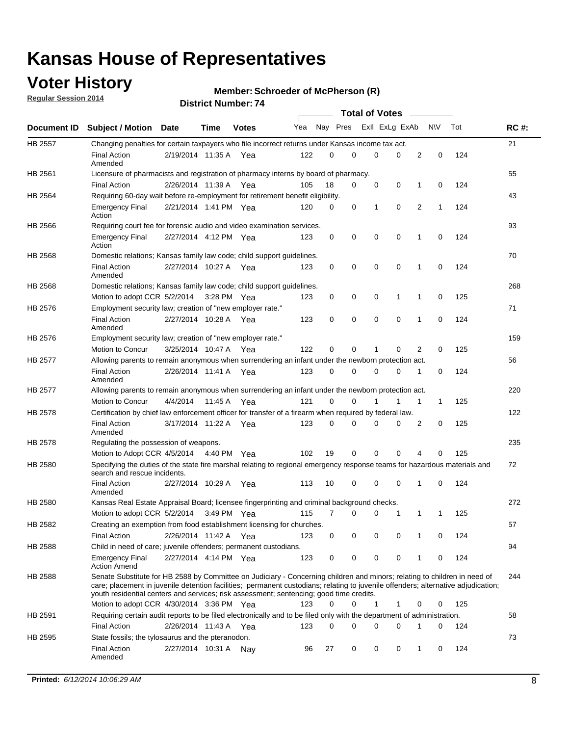# Kansas House of Representatives

## Voter History

**Regular Session 2014**

**Member: Schroeder of McPherson (R)**

**District Number: 74**

| Document ID | Subject / Motion | Date | Time | Votes | Yea | Nay | Pres | ExII | ExLg | ExAb | N\V | Tot | RC #: |
|---|---|---|---|---|---|---|---|---|---|---|---|---|---|
| HB 2557 | Changing penalties for certain taxpayers who file incorrect returns under Kansas income tax act. | | | | | | | | | | | | 21 |
| | Final Action Amended | 2/19/2014 | 11:35 A | Yea | 122 | 0 | 0 | 0 | 0 | 2 | 0 | 124 | |
| HB 2561 | Licensure of pharmacists and registration of pharmacy interns by board of pharmacy. | | | | | | | | | | | | 55 |
| | Final Action | 2/26/2014 | 11:39 A | Yea | 105 | 18 | 0 | 0 | 0 | 1 | 0 | 124 | |
| HB 2564 | Requiring 60-day wait before re-employment for retirement benefit eligibility. | | | | | | | | | | | | 43 |
| | Emergency Final Action | 2/21/2014 | 1:41 PM | Yea | 120 | 0 | 0 | 1 | 0 | 2 | 1 | 124 | |
| HB 2566 | Requiring court fee for forensic audio and video examination services. | | | | | | | | | | | | 93 |
| | Emergency Final Action | 2/27/2014 | 4:12 PM | Yea | 123 | 0 | 0 | 0 | 0 | 1 | 0 | 124 | |
| HB 2568 | Domestic relations; Kansas family law code; child support guidelines. | | | | | | | | | | | | 70 |
| | Final Action Amended | 2/27/2014 | 10:27 A | Yea | 123 | 0 | 0 | 0 | 0 | 1 | 0 | 124 | |
| HB 2568 | Domestic relations; Kansas family law code; child support guidelines. | | | | | | | | | | | | 268 |
| | Motion to adopt CCR | 5/2/2014 | 3:28 PM | Yea | 123 | 0 | 0 | 0 | 1 | 1 | 0 | 125 | |
| HB 2576 | Employment security law; creation of "new employer rate." | | | | | | | | | | | | 71 |
| | Final Action Amended | 2/27/2014 | 10:28 A | Yea | 123 | 0 | 0 | 0 | 0 | 1 | 0 | 124 | |
| HB 2576 | Employment security law; creation of "new employer rate." | | | | | | | | | | | | 159 |
| | Motion to Concur | 3/25/2014 | 10:47 A | Yea | 122 | 0 | 0 | 1 | 0 | 2 | 0 | 125 | |
| HB 2577 | Allowing parents to remain anonymous when surrendering an infant under the newborn protection act. | | | | | | | | | | | | 56 |
| | Final Action Amended | 2/26/2014 | 11:41 A | Yea | 123 | 0 | 0 | 0 | 0 | 1 | 0 | 124 | |
| HB 2577 | Allowing parents to remain anonymous when surrendering an infant under the newborn protection act. | | | | | | | | | | | | 220 |
| | Motion to Concur | 4/4/2014 | 11:45 A | Yea | 121 | 0 | 0 | 1 | 1 | 1 | 1 | 125 | |
| HB 2578 | Certification by chief law enforcement officer for transfer of a firearm when required by federal law. | | | | | | | | | | | | 122 |
| | Final Action Amended | 3/17/2014 | 11:22 A | Yea | 123 | 0 | 0 | 0 | 0 | 2 | 0 | 125 | |
| HB 2578 | Regulating the possession of weapons. | | | | | | | | | | | | 235 |
| | Motion to Adopt CCR | 4/5/2014 | 4:40 PM | Yea | 102 | 19 | 0 | 0 | 0 | 4 | 0 | 125 | |
| HB 2580 | Specifying the duties of the state fire marshal relating to regional emergency response teams for hazardous materials and search and rescue incidents. | | | | | | | | | | | | 72 |
| | Final Action Amended | 2/27/2014 | 10:29 A | Yea | 113 | 10 | 0 | 0 | 0 | 1 | 0 | 124 | |
| HB 2580 | Kansas Real Estate Appraisal Board; licensee fingerprinting and criminal background checks. | | | | | | | | | | | | 272 |
| | Motion to adopt CCR | 5/2/2014 | 3:49 PM | Yea | 115 | 7 | 0 | 0 | 1 | 1 | 1 | 125 | |
| HB 2582 | Creating an exemption from food establishment licensing for churches. | | | | | | | | | | | | 57 |
| | Final Action | 2/26/2014 | 11:42 A | Yea | 123 | 0 | 0 | 0 | 0 | 1 | 0 | 124 | |
| HB 2588 | Child in need of care; juvenile offenders; permanent custodians. | | | | | | | | | | | | 94 |
| | Emergency Final Action Amend | 2/27/2014 | 4:14 PM | Yea | 123 | 0 | 0 | 0 | 0 | 1 | 0 | 124 | |
| HB 2588 | Senate Substitute for HB 2588 by Committee on Judiciary - Concerning children and minors; relating to children in need of care; placement in juvenile detention facilities; permanent custodians; relating to juvenile offenders; alternative adjudication; youth residential centers and services; risk assessment; sentencing; good time credits. | | | | | | | | | | | | 244 |
| | Motion to adopt CCR | 4/30/2014 | 3:36 PM | Yea | 123 | 0 | 0 | 1 | 1 | 0 | 0 | 125 | |
| HB 2591 | Requiring certain audit reports to be filed electronically and to be filed only with the department of administration. | | | | | | | | | | | | 58 |
| | Final Action | 2/26/2014 | 11:43 A | Yea | 123 | 0 | 0 | 0 | 0 | 1 | 0 | 124 | |
| HB 2595 | State fossils; the tylosaurus and the pteranodon. | | | | | | | | | | | | 73 |
| | Final Action Amended | 2/27/2014 | 10:31 A | Nay | 96 | 27 | 0 | 0 | 0 | 1 | 0 | 124 | |

**Printed:** *6/12/2014 10:06:29 AM*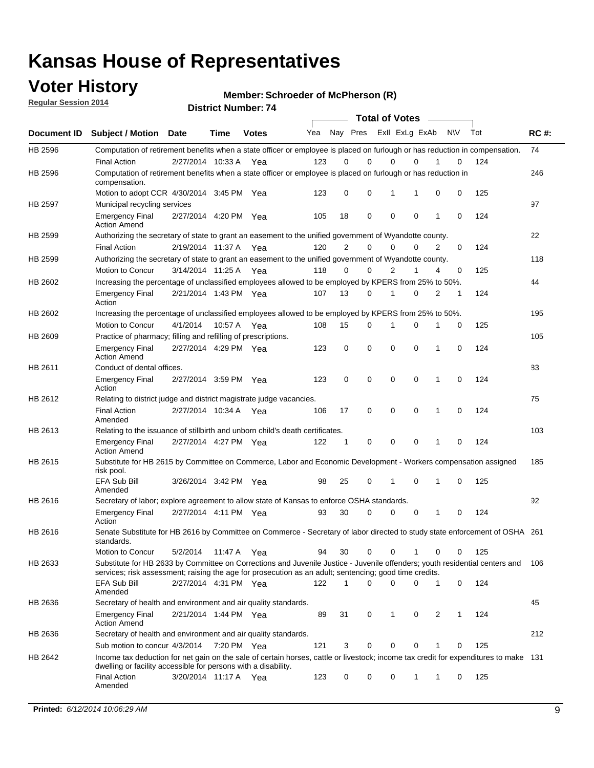# Kansas House of Representatives

## Voter History

**Regular Session 2014**

**Member: Schroeder of McPherson (R)**

**District Number: 74**

| Document ID | Subject / Motion | Date | Time | Votes | Yea | Nay | Pres | ExII | ExLg | ExAb | N\V | Tot | RC #: |
|---|---|---|---|---|---|---|---|---|---|---|---|---|---|
| HB 2596 | Computation of retirement benefits when a state officer or employee is placed on furlough or has reduction in compensation. | | | | | | | | | | | | 74 |
| | Final Action | 2/27/2014 | 10:33 A | Yea | 123 | 0 | 0 | 0 | 0 | 1 | 0 | 124 | |
| HB 2596 | Computation of retirement benefits when a state officer or employee is placed on furlough or has reduction in compensation. | | | | | | | | | | | | 246 |
| | Motion to adopt CCR | 4/30/2014 | 3:45 PM | Yea | 123 | 0 | 0 | 1 | 1 | 0 | 0 | 125 | |
| HB 2597 | Municipal recycling services | | | | | | | | | | | | 97 |
| | Emergency Final Action Amend | 2/27/2014 | 4:20 PM | Yea | 105 | 18 | 0 | 0 | 0 | 1 | 0 | 124 | |
| HB 2599 | Authorizing the secretary of state to grant an easement to the unified government of Wyandotte county. | | | | | | | | | | | | 22 |
| | Final Action | 2/19/2014 | 11:37 A | Yea | 120 | 2 | 0 | 0 | 0 | 2 | 0 | 124 | |
| HB 2599 | Authorizing the secretary of state to grant an easement to the unified government of Wyandotte county. | | | | | | | | | | | | 118 |
| | Motion to Concur | 3/14/2014 | 11:25 A | Yea | 118 | 0 | 0 | 2 | 1 | 4 | 0 | 125 | |
| HB 2602 | Increasing the percentage of unclassified employees allowed to be employed by KPERS from 25% to 50%. | | | | | | | | | | | | 44 |
| | Emergency Final Action | 2/21/2014 | 1:43 PM | Yea | 107 | 13 | 0 | 1 | 0 | 2 | 1 | 124 | |
| HB 2602 | Increasing the percentage of unclassified employees allowed to be employed by KPERS from 25% to 50%. | | | | | | | | | | | | 195 |
| | Motion to Concur | 4/1/2014 | 10:57 A | Yea | 108 | 15 | 0 | 1 | 0 | 1 | 0 | 125 | |
| HB 2609 | Practice of pharmacy; filling and refilling of prescriptions. | | | | | | | | | | | | 105 |
| | Emergency Final Action Amend | 2/27/2014 | 4:29 PM | Yea | 123 | 0 | 0 | 0 | 0 | 1 | 0 | 124 | |
| HB 2611 | Conduct of dental offices. | | | | | | | | | | | | 83 |
| | Emergency Final Action | 2/27/2014 | 3:59 PM | Yea | 123 | 0 | 0 | 0 | 0 | 1 | 0 | 124 | |
| HB 2612 | Relating to district judge and district magistrate judge vacancies. | | | | | | | | | | | | 75 |
| | Final Action Amended | 2/27/2014 | 10:34 A | Yea | 106 | 17 | 0 | 0 | 0 | 1 | 0 | 124 | |
| HB 2613 | Relating to the issuance of stillbirth and unborn child's death certificates. | | | | | | | | | | | | 103 |
| | Emergency Final Action Amend | 2/27/2014 | 4:27 PM | Yea | 122 | 1 | 0 | 0 | 0 | 1 | 0 | 124 | |
| HB 2615 | Substitute for HB 2615 by Committee on Commerce, Labor and Economic Development - Workers compensation assigned risk pool. | | | | | | | | | | | | 185 |
| | EFA Sub Bill Amended | 3/26/2014 | 3:42 PM | Yea | 98 | 25 | 0 | 1 | 0 | 1 | 0 | 125 | |
| HB 2616 | Secretary of labor; explore agreement to allow state of Kansas to enforce OSHA standards. | | | | | | | | | | | | 92 |
| | Emergency Final Action | 2/27/2014 | 4:11 PM | Yea | 93 | 30 | 0 | 0 | 0 | 1 | 0 | 124 | |
| HB 2616 | Senate Substitute for HB 2616 by Committee on Commerce - Secretary of labor directed to study state enforcement of OSHA standards. | | | | | | | | | | | | 261 |
| | Motion to Concur | 5/2/2014 | 11:47 A | Yea | 94 | 30 | 0 | 0 | 1 | 0 | 0 | 125 | |
| HB 2633 | Substitute for HB 2633 by Committee on Corrections and Juvenile Justice - Juvenile offenders; youth residential centers and services; risk assessment; raising the age for prosecution as an adult; sentencing; good time credits. | | | | | | | | | | | | 106 |
| | EFA Sub Bill Amended | 2/27/2014 | 4:31 PM | Yea | 122 | 1 | 0 | 0 | 0 | 1 | 0 | 124 | |
| HB 2636 | Secretary of health and environment and air quality standards. | | | | | | | | | | | | 45 |
| | Emergency Final Action Amend | 2/21/2014 | 1:44 PM | Yea | 89 | 31 | 0 | 1 | 0 | 2 | 1 | 124 | |
| HB 2636 | Secretary of health and environment and air quality standards. | | | | | | | | | | | | 212 |
| | Sub motion to concur | 4/3/2014 | 7:20 PM | Yea | 121 | 3 | 0 | 0 | 0 | 1 | 0 | 125 | |
| HB 2642 | Income tax deduction for net gain on the sale of certain horses, cattle or livestock; income tax credit for expenditures to make dwelling or facility accessible for persons with a disability. | | | | | | | | | | | | 131 |
| | Final Action Amended | 3/20/2014 | 11:17 A | Yea | 123 | 0 | 0 | 0 | 1 | 1 | 0 | 125 | |

**Printed:** *6/12/2014 10:06:29 AM*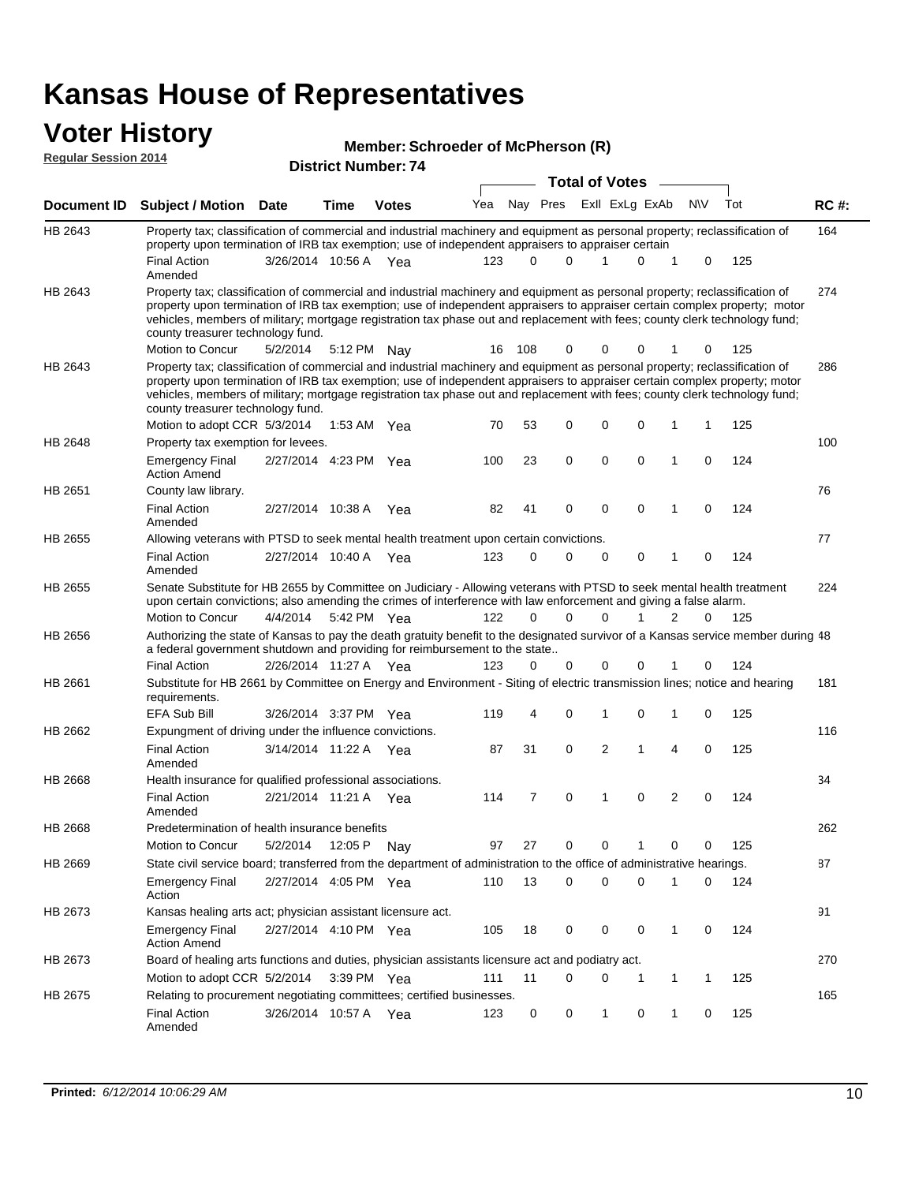# Kansas House of Representatives

## Voter History

**Regular Session 2014**

**Member: Schroeder of McPherson (R)**

**District Number: 74**

| Document ID | Subject / Motion | Date | Time | Votes | Yea | Nay | Pres | ExII | ExLg | ExAb | N\V | Tot | RC #: |
|---|---|---|---|---|---|---|---|---|---|---|---|---|---|
| HB 2643 | Property tax; classification of commercial and industrial machinery and equipment as personal property; reclassification of property upon termination of IRB tax exemption; use of independent appraisers to appraiser certain | | | | | | | | | | | | 164 |
| | Final Action Amended | 3/26/2014 | 10:56 A | Yea | 123 | 0 | 0 | 1 | 0 | 1 | 0 | 125 | |
| HB 2643 | Property tax; classification of commercial and industrial machinery and equipment as personal property; reclassification of property upon termination of IRB tax exemption; use of independent appraisers to appraiser certain complex property; motor vehicles, members of military; mortgage registration tax phase out and replacement with fees; county clerk technology fund; county treasurer technology fund. | | | | | | | | | | | | 274 |
| | Motion to Concur | 5/2/2014 | 5:12 PM | Nay | 16 | 108 | 0 | 0 | 0 | 1 | 0 | 125 | |
| HB 2643 | Property tax; classification of commercial and industrial machinery and equipment as personal property; reclassification of property upon termination of IRB tax exemption; use of independent appraisers to appraiser certain complex property; motor vehicles, members of military; mortgage registration tax phase out and replacement with fees; county clerk technology fund; county treasurer technology fund. | | | | | | | | | | | | 286 |
| | Motion to adopt CCR | 5/3/2014 | 1:53 AM | Yea | 70 | 53 | 0 | 0 | 0 | 1 | 1 | 125 | |
| HB 2648 | Property tax exemption for levees. | | | | | | | | | | | | 100 |
| | Emergency Final Action Amend | 2/27/2014 | 4:23 PM | Yea | 100 | 23 | 0 | 0 | 0 | 1 | 0 | 124 | |
| HB 2651 | County law library. | | | | | | | | | | | | 76 |
| | Final Action Amended | 2/27/2014 | 10:38 A | Yea | 82 | 41 | 0 | 0 | 0 | 1 | 0 | 124 | |
| HB 2655 | Allowing veterans with PTSD to seek mental health treatment upon certain convictions. | | | | | | | | | | | | 77 |
| | Final Action Amended | 2/27/2014 | 10:40 A | Yea | 123 | 0 | 0 | 0 | 0 | 1 | 0 | 124 | |
| HB 2655 | Senate Substitute for HB 2655 by Committee on Judiciary - Allowing veterans with PTSD to seek mental health treatment upon certain convictions; also amending the crimes of interference with law enforcement and giving a false alarm. | | | | | | | | | | | | 224 |
| | Motion to Concur | 4/4/2014 | 5:42 PM | Yea | 122 | 0 | 0 | 0 | 1 | 2 | 0 | 125 | |
| HB 2656 | Authorizing the state of Kansas to pay the death gratuity benefit to the designated survivor of a Kansas service member during a federal government shutdown and providing for reimbursement to the state.. | | | | | | | | | | | | 48 |
| | Final Action | 2/26/2014 | 11:27 A | Yea | 123 | 0 | 0 | 0 | 0 | 1 | 0 | 124 | |
| HB 2661 | Substitute for HB 2661 by Committee on Energy and Environment - Siting of electric transmission lines; notice and hearing requirements. | | | | | | | | | | | | 181 |
| | EFA Sub Bill | 3/26/2014 | 3:37 PM | Yea | 119 | 4 | 0 | 1 | 0 | 1 | 0 | 125 | |
| HB 2662 | Expungment of driving under the influence convictions. | | | | | | | | | | | | 116 |
| | Final Action Amended | 3/14/2014 | 11:22 A | Yea | 87 | 31 | 0 | 2 | 1 | 4 | 0 | 125 | |
| HB 2668 | Health insurance for qualified professional associations. | | | | | | | | | | | | 34 |
| | Final Action Amended | 2/21/2014 | 11:21 A | Yea | 114 | 7 | 0 | 1 | 0 | 2 | 0 | 124 | |
| HB 2668 | Predetermination of health insurance benefits | | | | | | | | | | | | 262 |
| | Motion to Concur | 5/2/2014 | 12:05 P | Nay | 97 | 27 | 0 | 0 | 1 | 0 | 0 | 125 | |
| HB 2669 | State civil service board; transferred from the department of administration to the office of administrative hearings. | | | | | | | | | | | | 87 |
| | Emergency Final Action | 2/27/2014 | 4:05 PM | Yea | 110 | 13 | 0 | 0 | 0 | 1 | 0 | 124 | |
| HB 2673 | Kansas healing arts act; physician assistant licensure act. | | | | | | | | | | | | 91 |
| | Emergency Final Action Amend | 2/27/2014 | 4:10 PM | Yea | 105 | 18 | 0 | 0 | 0 | 1 | 0 | 124 | |
| HB 2673 | Board of healing arts functions and duties, physician assistants licensure act and podiatry act. | | | | | | | | | | | | 270 |
| | Motion to adopt CCR | 5/2/2014 | 3:39 PM | Yea | 111 | 11 | 0 | 0 | 1 | 1 | 1 | 125 | |
| HB 2675 | Relating to procurement negotiating committees; certified businesses. | | | | | | | | | | | | 165 |
| | Final Action Amended | 3/26/2014 | 10:57 A | Yea | 123 | 0 | 0 | 1 | 0 | 1 | 0 | 125 | |

**Printed:** *6/12/2014 10:06:29 AM*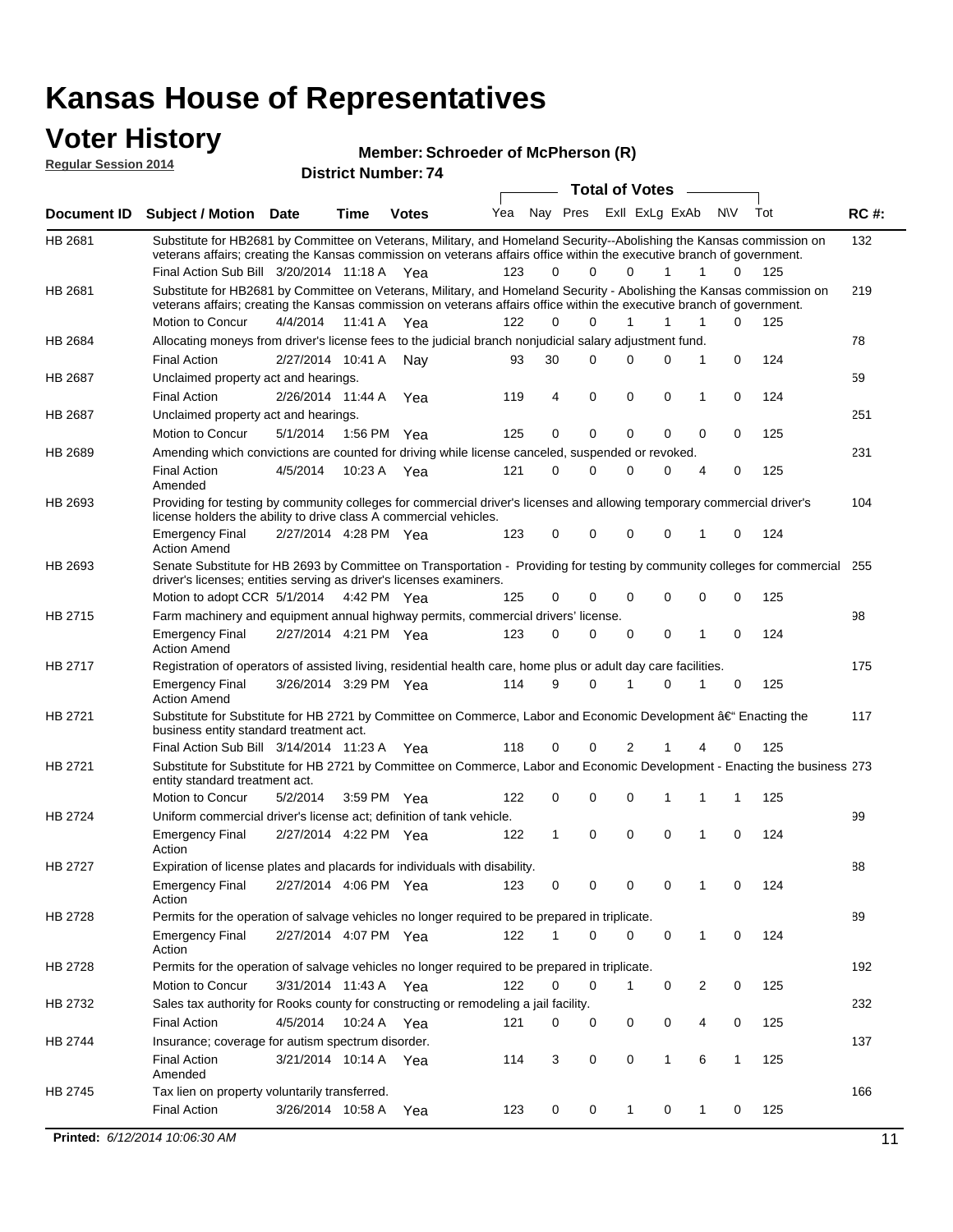# Kansas House of Representatives

## Voter History

**Regular Session 2014**

**Member: Schroeder of McPherson (R)**

**District Number: 74**

| Document ID | Subject / Motion | Date | Time | Votes | Yea | Nay | Pres | ExII | ExLg | ExAb | N\V | Tot | RC #: |
|---|---|---|---|---|---|---|---|---|---|---|---|---|---|
| HB 2681 | Substitute for HB2681 by Committee on Veterans, Military, and Homeland Security--Abolishing the Kansas commission on veterans affairs; creating the Kansas commission on veterans affairs office within the executive branch of government. | | | | | | | | | | | | 132 |
| | Final Action Sub Bill | 3/20/2014 | 11:18 A | Yea | 123 | 0 | 0 | 0 | 1 | 1 | 0 | 125 | |
| HB 2681 | Substitute for HB2681 by Committee on Veterans, Military, and Homeland Security - Abolishing the Kansas commission on veterans affairs; creating the Kansas commission on veterans affairs office within the executive branch of government. | | | | | | | | | | | | 219 |
| | Motion to Concur | 4/4/2014 | 11:41 A | Yea | 122 | 0 | 0 | 1 | 1 | 1 | 0 | 125 | |
| HB 2684 | Allocating moneys from driver's license fees to the judicial branch nonjudicial salary adjustment fund. | | | | | | | | | | | | 78 |
| | Final Action | 2/27/2014 | 10:41 A | Nay | 93 | 30 | 0 | 0 | 0 | 1 | 0 | 124 | |
| HB 2687 | Unclaimed property act and hearings. | | | | | | | | | | | | 59 |
| | Final Action | 2/26/2014 | 11:44 A | Yea | 119 | 4 | 0 | 0 | 0 | 1 | 0 | 124 | |
| HB 2687 | Unclaimed property act and hearings. | | | | | | | | | | | | 251 |
| | Motion to Concur | 5/1/2014 | 1:56 PM | Yea | 125 | 0 | 0 | 0 | 0 | 0 | 0 | 125 | |
| HB 2689 | Amending which convictions are counted for driving while license canceled, suspended or revoked. | | | | | | | | | | | | 231 |
| | Final Action Amended | 4/5/2014 | 10:23 A | Yea | 121 | 0 | 0 | 0 | 0 | 4 | 0 | 125 | |
| HB 2693 | Providing for testing by community colleges for commercial driver's licenses and allowing temporary commercial driver's license holders the ability to drive class A commercial vehicles. | | | | | | | | | | | | 104 |
| | Emergency Final Action Amend | 2/27/2014 | 4:28 PM | Yea | 123 | 0 | 0 | 0 | 0 | 1 | 0 | 124 | |
| HB 2693 | Senate Substitute for HB 2693 by Committee on Transportation - Providing for testing by community colleges for commercial driver's licenses; entities serving as driver's licenses examiners. | | | | | | | | | | | | 255 |
| | Motion to adopt CCR | 5/1/2014 | 4:42 PM | Yea | 125 | 0 | 0 | 0 | 0 | 0 | 0 | 125 | |
| HB 2715 | Farm machinery and equipment annual highway permits, commercial drivers' license. | | | | | | | | | | | | 98 |
| | Emergency Final Action Amend | 2/27/2014 | 4:21 PM | Yea | 123 | 0 | 0 | 0 | 0 | 1 | 0 | 124 | |
| HB 2717 | Registration of operators of assisted living, residential health care, home plus or adult day care facilities. | | | | | | | | | | | | 175 |
| | Emergency Final Action Amend | 3/26/2014 | 3:29 PM | Yea | 114 | 9 | 0 | 1 | 0 | 1 | 0 | 125 | |
| HB 2721 | Substitute for Substitute for HB 2721 by Committee on Commerce, Labor and Economic Development â€" Enacting the business entity standard treatment act. | | | | | | | | | | | | 117 |
| | Final Action Sub Bill | 3/14/2014 | 11:23 A | Yea | 118 | 0 | 0 | 2 | 1 | 4 | 0 | 125 | |
| HB 2721 | Substitute for Substitute for HB 2721 by Committee on Commerce, Labor and Economic Development - Enacting the business entity standard treatment act. | | | | | | | | | | | | 273 |
| | Motion to Concur | 5/2/2014 | 3:59 PM | Yea | 122 | 0 | 0 | 0 | 1 | 1 | 1 | 125 | |
| HB 2724 | Uniform commercial driver's license act; definition of tank vehicle. | | | | | | | | | | | | 99 |
| | Emergency Final Action | 2/27/2014 | 4:22 PM | Yea | 122 | 1 | 0 | 0 | 0 | 1 | 0 | 124 | |
| HB 2727 | Expiration of license plates and placards for individuals with disability. | | | | | | | | | | | | 88 |
| | Emergency Final Action | 2/27/2014 | 4:06 PM | Yea | 123 | 0 | 0 | 0 | 0 | 1 | 0 | 124 | |
| HB 2728 | Permits for the operation of salvage vehicles no longer required to be prepared in triplicate. | | | | | | | | | | | | 89 |
| | Emergency Final Action | 2/27/2014 | 4:07 PM | Yea | 122 | 1 | 0 | 0 | 0 | 1 | 0 | 124 | |
| HB 2728 | Permits for the operation of salvage vehicles no longer required to be prepared in triplicate. | | | | | | | | | | | | 192 |
| | Motion to Concur | 3/31/2014 | 11:43 A | Yea | 122 | 0 | 0 | 1 | 0 | 2 | 0 | 125 | |
| HB 2732 | Sales tax authority for Rooks county for constructing or remodeling a jail facility. | | | | | | | | | | | | 232 |
| | Final Action | 4/5/2014 | 10:24 A | Yea | 121 | 0 | 0 | 0 | 0 | 4 | 0 | 125 | |
| HB 2744 | Insurance; coverage for autism spectrum disorder. | | | | | | | | | | | | 137 |
| | Final Action Amended | 3/21/2014 | 10:14 A | Yea | 114 | 3 | 0 | 0 | 1 | 6 | 1 | 125 | |
| HB 2745 | Tax lien on property voluntarily transferred. | | | | | | | | | | | | 166 |
| | Final Action | 3/26/2014 | 10:58 A | Yea | 123 | 0 | 0 | 1 | 0 | 1 | 0 | 125 | |

**Printed:** *6/12/2014 10:06:30 AM*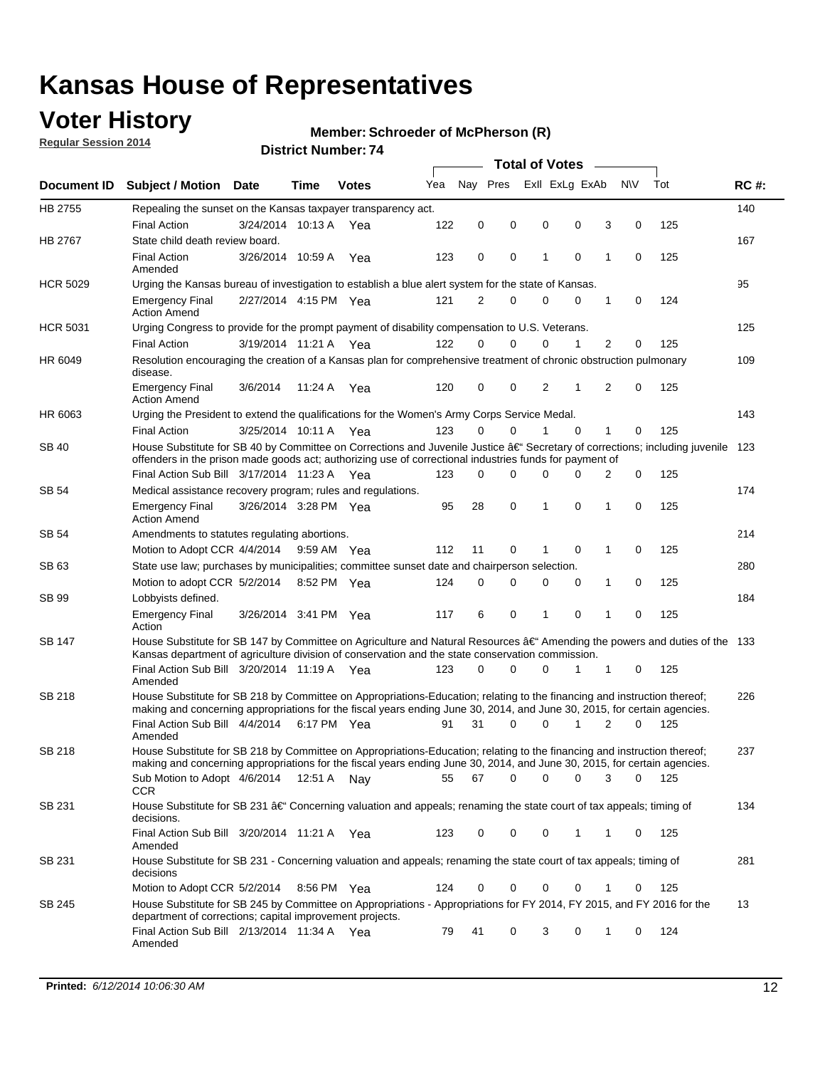# Kansas House of Representatives

## Voter History

**Regular Session 2014**

**Member: Schroeder of McPherson (R)**

**District Number: 74**

| Document ID | Subject / Motion | Date | Time | Votes | Yea | Nay | Pres | ExII | ExLg | ExAb | N\V | Tot | RC #: |
|---|---|---|---|---|---|---|---|---|---|---|---|---|---|
| HB 2755 | Repealing the sunset on the Kansas taxpayer transparency act. | | | | | | | | | | | | 140 |
| | Final Action | 3/24/2014 | 10:13 A | Yea | 122 | 0 | 0 | 0 | 0 | 3 | 0 | 125 | |
| HB 2767 | State child death review board. | | | | | | | | | | | | 167 |
| | Final Action Amended | 3/26/2014 | 10:59 A | Yea | 123 | 0 | 0 | 1 | 0 | 1 | 0 | 125 | |
| HCR 5029 | Urging the Kansas bureau of investigation to establish a blue alert system for the state of Kansas. | | | | | | | | | | | | 95 |
| | Emergency Final Action Amend | 2/27/2014 | 4:15 PM | Yea | 121 | 2 | 0 | 0 | 0 | 1 | 0 | 124 | |
| HCR 5031 | Urging Congress to provide for the prompt payment of disability compensation to U.S. Veterans. | | | | | | | | | | | | 125 |
| | Final Action | 3/19/2014 | 11:21 A | Yea | 122 | 0 | 0 | 0 | 1 | 2 | 0 | 125 | |
| HR 6049 | Resolution encouraging the creation of a Kansas plan for comprehensive treatment of chronic obstruction pulmonary disease. | | | | | | | | | | | | 109 |
| | Emergency Final Action Amend | 3/6/2014 | 11:24 A | Yea | 120 | 0 | 0 | 2 | 1 | 2 | 0 | 125 | |
| HR 6063 | Urging the President to extend the qualifications for the Women's Army Corps Service Medal. | | | | | | | | | | | | 143 |
| | Final Action | 3/25/2014 | 10:11 A | Yea | 123 | 0 | 0 | 1 | 0 | 1 | 0 | 125 | |
| SB 40 | House Substitute for SB 40 by Committee on Corrections and Juvenile Justice â€" Secretary of corrections; including juvenile offenders in the prison made goods act; authorizing use of correctional industries funds for payment of | | | | | | | | | | | | 123 |
| | Final Action Sub Bill | 3/17/2014 | 11:23 A | Yea | 123 | 0 | 0 | 0 | 0 | 2 | 0 | 125 | |
| SB 54 | Medical assistance recovery program; rules and regulations. | | | | | | | | | | | | 174 |
| | Emergency Final Action Amend | 3/26/2014 | 3:28 PM | Yea | 95 | 28 | 0 | 1 | 0 | 1 | 0 | 125 | |
| SB 54 | Amendments to statutes regulating abortions. | | | | | | | | | | | | 214 |
| | Motion to Adopt CCR | 4/4/2014 | 9:59 AM | Yea | 112 | 11 | 0 | 1 | 0 | 1 | 0 | 125 | |
| SB 63 | State use law; purchases by municipalities; committee sunset date and chairperson selection. | | | | | | | | | | | | 280 |
| | Motion to adopt CCR | 5/2/2014 | 8:52 PM | Yea | 124 | 0 | 0 | 0 | 0 | 1 | 0 | 125 | |
| SB 99 | Lobbyists defined. | | | | | | | | | | | | 184 |
| | Emergency Final Action | 3/26/2014 | 3:41 PM | Yea | 117 | 6 | 0 | 1 | 0 | 1 | 0 | 125 | |
| SB 147 | House Substitute for SB 147 by Committee on Agriculture and Natural Resources â€" Amending the powers and duties of the Kansas department of agriculture division of conservation and the state conservation commission. | | | | | | | | | | | | 133 |
| | Final Action Sub Bill Amended | 3/20/2014 | 11:19 A | Yea | 123 | 0 | 0 | 0 | 1 | 1 | 0 | 125 | |
| SB 218 | House Substitute for SB 218 by Committee on Appropriations-Education; relating to the financing and instruction thereof; making and concerning appropriations for the fiscal years ending June 30, 2014, and June 30, 2015, for certain agencies. | | | | | | | | | | | | 226 |
| | Final Action Sub Bill Amended | 4/4/2014 | 6:17 PM | Yea | 91 | 31 | 0 | 0 | 1 | 2 | 0 | 125 | |
| SB 218 | House Substitute for SB 218 by Committee on Appropriations-Education; relating to the financing and instruction thereof; making and concerning appropriations for the fiscal years ending June 30, 2014, and June 30, 2015, for certain agencies. | | | | | | | | | | | | 237 |
| | Sub Motion to Adopt CCR | 4/6/2014 | 12:51 A | Nay | 55 | 67 | 0 | 0 | 0 | 3 | 0 | 125 | |
| SB 231 | House Substitute for SB 231 â€" Concerning valuation and appeals; renaming the state court of tax appeals; timing of decisions. | | | | | | | | | | | | 134 |
| | Final Action Sub Bill Amended | 3/20/2014 | 11:21 A | Yea | 123 | 0 | 0 | 0 | 1 | 1 | 0 | 125 | |
| SB 231 | House Substitute for SB 231 - Concerning valuation and appeals; renaming the state court of tax appeals; timing of decisions | | | | | | | | | | | | 281 |
| | Motion to Adopt CCR | 5/2/2014 | 8:56 PM | Yea | 124 | 0 | 0 | 0 | 0 | 1 | 0 | 125 | |
| SB 245 | House Substitute for SB 245 by Committee on Appropriations - Appropriations for FY 2014, FY 2015, and FY 2016 for the department of corrections; capital improvement projects. | | | | | | | | | | | | 13 |
| | Final Action Sub Bill Amended | 2/13/2014 | 11:34 A | Yea | 79 | 41 | 0 | 3 | 0 | 1 | 0 | 124 | |

**Printed:** *6/12/2014 10:06:30 AM*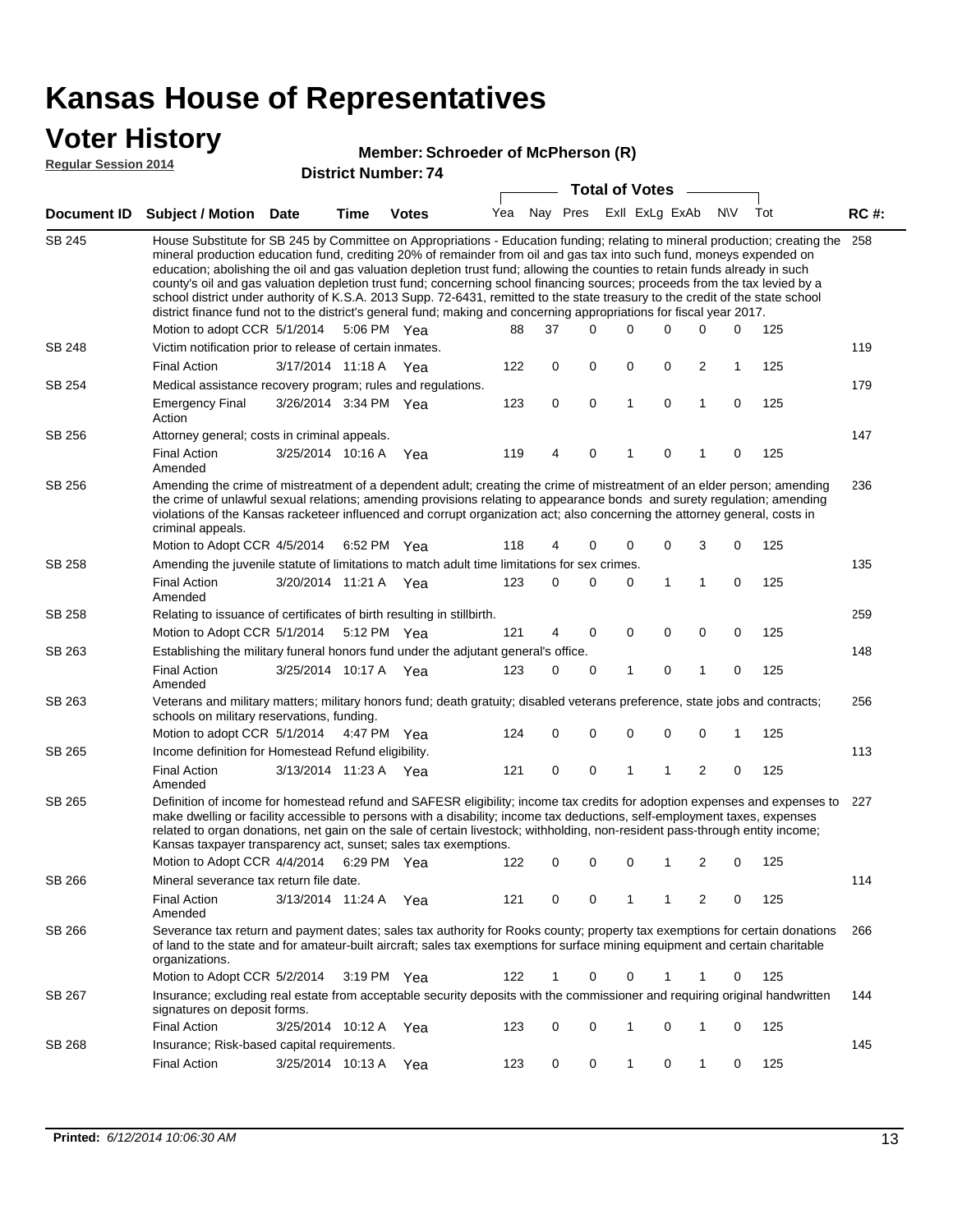# Kansas House of Representatives

## Voter History

**Regular Session 2014**

**Member: Schroeder of McPherson (R)**

**District Number: 74**

| Document ID | Subject / Motion | Date | Time | Votes | Yea | Nay | Pres | ExII | ExLg | ExAb | N\V | Tot | RC #: |
|---|---|---|---|---|---|---|---|---|---|---|---|---|---|
| SB 245 | House Substitute for SB 245 by Committee on Appropriations - Education funding; relating to mineral production; creating the mineral production education fund, crediting 20% of remainder from oil and gas tax into such fund, moneys expended on education; abolishing the oil and gas valuation depletion trust fund; allowing the counties to retain funds already in such county's oil and gas valuation depletion trust fund; concerning school financing sources; proceeds from the tax levied by a school district under authority of K.S.A. 2013 Supp. 72-6431, remitted to the state treasury to the credit of the state school district finance fund not to the district's general fund; making and concerning appropriations for fiscal year 2017. | | | | | | | | | | | | 258 |
| | Motion to adopt CCR | 5/1/2014 | 5:06 PM | Yea | 88 | 37 | 0 | 0 | 0 | 0 | 0 | 125 | |
| SB 248 | Victim notification prior to release of certain inmates. | | | | | | | | | | | | 119 |
| | Final Action | 3/17/2014 | 11:18 A | Yea | 122 | 0 | 0 | 0 | 0 | 2 | 1 | 125 | |
| SB 254 | Medical assistance recovery program; rules and regulations. | | | | | | | | | | | | 179 |
| | Emergency Final Action | 3/26/2014 | 3:34 PM | Yea | 123 | 0 | 0 | 1 | 0 | 1 | 0 | 125 | |
| SB 256 | Attorney general; costs in criminal appeals. | | | | | | | | | | | | 147 |
| | Final Action Amended | 3/25/2014 | 10:16 A | Yea | 119 | 4 | 0 | 1 | 0 | 1 | 0 | 125 | |
| SB 256 | Amending the crime of mistreatment of a dependent adult; creating the crime of mistreatment of an elder person; amending the crime of unlawful sexual relations; amending provisions relating to appearance bonds and surety regulation; amending violations of the Kansas racketeer influenced and corrupt organization act; also concerning the attorney general, costs in criminal appeals. | | | | | | | | | | | | 236 |
| | Motion to Adopt CCR | 4/5/2014 | 6:52 PM | Yea | 118 | 4 | 0 | 0 | 0 | 3 | 0 | 125 | |
| SB 258 | Amending the juvenile statute of limitations to match adult time limitations for sex crimes. | | | | | | | | | | | | 135 |
| | Final Action Amended | 3/20/2014 | 11:21 A | Yea | 123 | 0 | 0 | 0 | 1 | 1 | 0 | 125 | |
| SB 258 | Relating to issuance of certificates of birth resulting in stillbirth. | | | | | | | | | | | | 259 |
| | Motion to Adopt CCR | 5/1/2014 | 5:12 PM | Yea | 121 | 4 | 0 | 0 | 0 | 0 | 0 | 125 | |
| SB 263 | Establishing the military funeral honors fund under the adjutant general's office. | | | | | | | | | | | | 148 |
| | Final Action Amended | 3/25/2014 | 10:17 A | Yea | 123 | 0 | 0 | 1 | 0 | 1 | 0 | 125 | |
| SB 263 | Veterans and military matters; military honors fund; death gratuity; disabled veterans preference, state jobs and contracts; schools on military reservations, funding. | | | | | | | | | | | | 256 |
| | Motion to adopt CCR | 5/1/2014 | 4:47 PM | Yea | 124 | 0 | 0 | 0 | 0 | 0 | 1 | 125 | |
| SB 265 | Income definition for Homestead Refund eligibility. | | | | | | | | | | | | 113 |
| | Final Action Amended | 3/13/2014 | 11:23 A | Yea | 121 | 0 | 0 | 1 | 1 | 2 | 0 | 125 | |
| SB 265 | Definition of income for homestead refund and SAFESR eligibility; income tax credits for adoption expenses and expenses to make dwelling or facility accessible to persons with a disability; income tax deductions, self-employment taxes, expenses related to organ donations, net gain on the sale of certain livestock; withholding, non-resident pass-through entity income; Kansas taxpayer transparency act, sunset; sales tax exemptions. | | | | | | | | | | | | 227 |
| | Motion to Adopt CCR | 4/4/2014 | 6:29 PM | Yea | 122 | 0 | 0 | 0 | 1 | 2 | 0 | 125 | |
| SB 266 | Mineral severance tax return file date. | | | | | | | | | | | | 114 |
| | Final Action Amended | 3/13/2014 | 11:24 A | Yea | 121 | 0 | 0 | 1 | 1 | 2 | 0 | 125 | |
| SB 266 | Severance tax return and payment dates; sales tax authority for Rooks county; property tax exemptions for certain donations of land to the state and for amateur-built aircraft; sales tax exemptions for surface mining equipment and certain charitable organizations. | | | | | | | | | | | | 266 |
| | Motion to Adopt CCR | 5/2/2014 | 3:19 PM | Yea | 122 | 1 | 0 | 0 | 1 | 1 | 0 | 125 | |
| SB 267 | Insurance; excluding real estate from acceptable security deposits with the commissioner and requiring original handwritten signatures on deposit forms. | | | | | | | | | | | | 144 |
| | Final Action | 3/25/2014 | 10:12 A | Yea | 123 | 0 | 0 | 1 | 0 | 1 | 0 | 125 | |
| SB 268 | Insurance; Risk-based capital requirements. | | | | | | | | | | | | 145 |
| | Final Action | 3/25/2014 | 10:13 A | Yea | 123 | 0 | 0 | 1 | 0 | 1 | 0 | 125 | |

**Printed:** *6/12/2014 10:06:30 AM*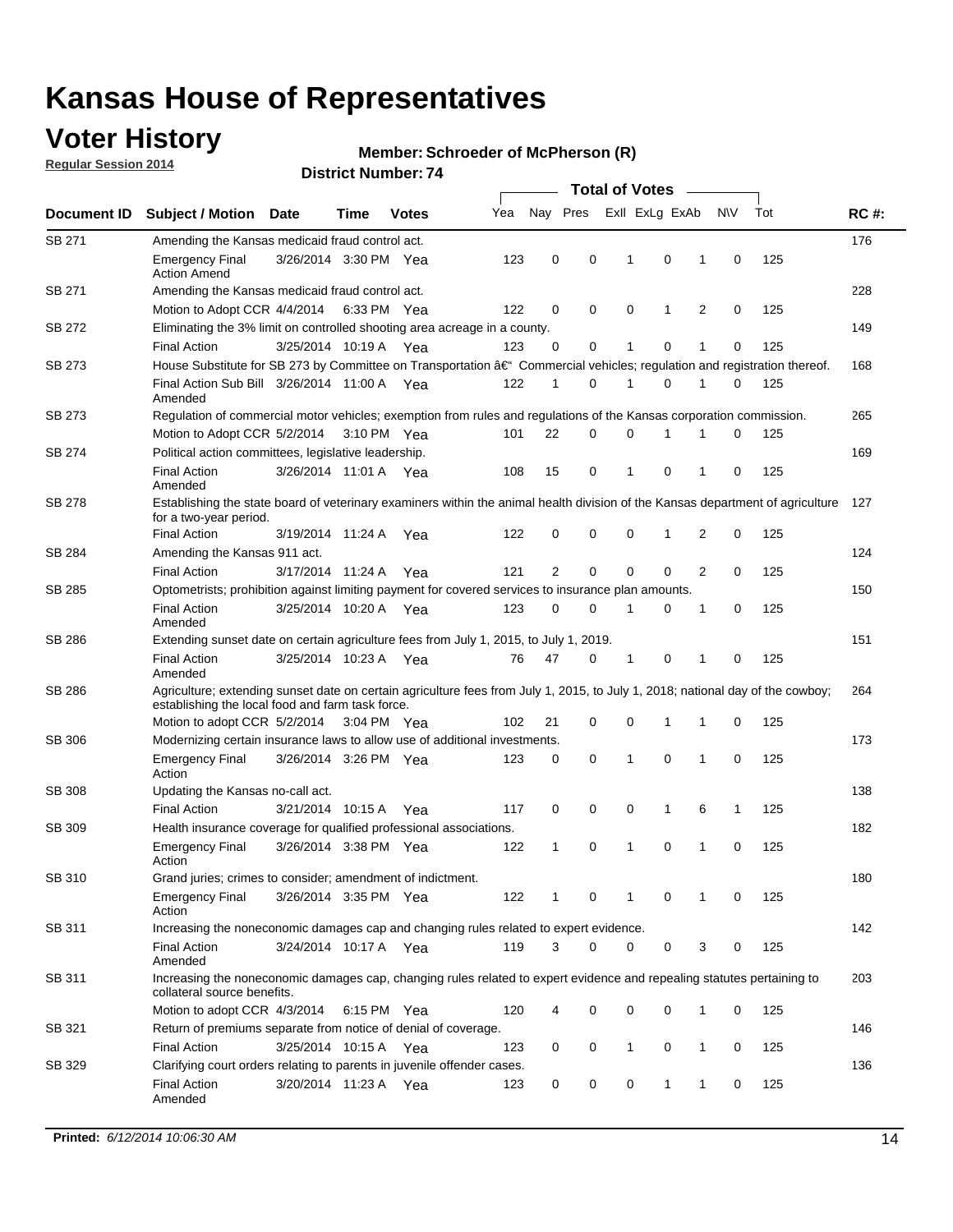# Kansas House of Representatives

## Voter History

**Regular Session 2014**

**Member: Schroeder of McPherson (R)**

**District Number: 74**

| Document ID | Subject / Motion | Date | Time | Votes | Yea | Nay | Pres | ExII | ExLg | ExAb | N\V | Tot | RC #: |
|---|---|---|---|---|---|---|---|---|---|---|---|---|---|
| SB 271 | Amending the Kansas medicaid fraud control act. | | | | | | | | | | | | 176 |
| | Emergency Final Action Amend | 3/26/2014 | 3:30 PM | Yea | 123 | 0 | 0 | 1 | 0 | 1 | 0 | 125 | |
| SB 271 | Amending the Kansas medicaid fraud control act. | | | | | | | | | | | | 228 |
| | Motion to Adopt CCR | 4/4/2014 | 6:33 PM | Yea | 122 | 0 | 0 | 0 | 1 | 2 | 0 | 125 | |
| SB 272 | Eliminating the 3% limit on controlled shooting area acreage in a county. | | | | | | | | | | | | 149 |
| | Final Action | 3/25/2014 | 10:19 A | Yea | 123 | 0 | 0 | 1 | 0 | 1 | 0 | 125 | |
| SB 273 | House Substitute for SB 273 by Committee on Transportation â€" Commercial vehicles; regulation and registration thereof. | | | | | | | | | | | | 168 |
| | Final Action Sub Bill Amended | 3/26/2014 | 11:00 A | Yea | 122 | 1 | 0 | 1 | 0 | 1 | 0 | 125 | |
| SB 273 | Regulation of commercial motor vehicles; exemption from rules and regulations of the Kansas corporation commission. | | | | | | | | | | | | 265 |
| | Motion to Adopt CCR | 5/2/2014 | 3:10 PM | Yea | 101 | 22 | 0 | 0 | 1 | 1 | 0 | 125 | |
| SB 274 | Political action committees, legislative leadership. | | | | | | | | | | | | 169 |
| | Final Action Amended | 3/26/2014 | 11:01 A | Yea | 108 | 15 | 0 | 1 | 0 | 1 | 0 | 125 | |
| SB 278 | Establishing the state board of veterinary examiners within the animal health division of the Kansas department of agriculture for a two-year period. | | | | | | | | | | | | 127 |
| | Final Action | 3/19/2014 | 11:24 A | Yea | 122 | 0 | 0 | 0 | 1 | 2 | 0 | 125 | |
| SB 284 | Amending the Kansas 911 act. | | | | | | | | | | | | 124 |
| | Final Action | 3/17/2014 | 11:24 A | Yea | 121 | 2 | 0 | 0 | 0 | 2 | 0 | 125 | |
| SB 285 | Optometrists; prohibition against limiting payment for covered services to insurance plan amounts. | | | | | | | | | | | | 150 |
| | Final Action Amended | 3/25/2014 | 10:20 A | Yea | 123 | 0 | 0 | 1 | 0 | 1 | 0 | 125 | |
| SB 286 | Extending sunset date on certain agriculture fees from July 1, 2015, to July 1, 2019. | | | | | | | | | | | | 151 |
| | Final Action Amended | 3/25/2014 | 10:23 A | Yea | 76 | 47 | 0 | 1 | 0 | 1 | 0 | 125 | |
| SB 286 | Agriculture; extending sunset date on certain agriculture fees from July 1, 2015, to July 1, 2018; national day of the cowboy; establishing the local food and farm task force. | | | | | | | | | | | | 264 |
| | Motion to adopt CCR | 5/2/2014 | 3:04 PM | Yea | 102 | 21 | 0 | 0 | 1 | 1 | 0 | 125 | |
| SB 306 | Modernizing certain insurance laws to allow use of additional investments. | | | | | | | | | | | | 173 |
| | Emergency Final Action | 3/26/2014 | 3:26 PM | Yea | 123 | 0 | 0 | 1 | 0 | 1 | 0 | 125 | |
| SB 308 | Updating the Kansas no-call act. | | | | | | | | | | | | 138 |
| | Final Action | 3/21/2014 | 10:15 A | Yea | 117 | 0 | 0 | 0 | 1 | 6 | 1 | 125 | |
| SB 309 | Health insurance coverage for qualified professional associations. | | | | | | | | | | | | 182 |
| | Emergency Final Action | 3/26/2014 | 3:38 PM | Yea | 122 | 1 | 0 | 1 | 0 | 1 | 0 | 125 | |
| SB 310 | Grand juries; crimes to consider; amendment of indictment. | | | | | | | | | | | | 180 |
| | Emergency Final Action | 3/26/2014 | 3:35 PM | Yea | 122 | 1 | 0 | 1 | 0 | 1 | 0 | 125 | |
| SB 311 | Increasing the noneconomic damages cap and changing rules related to expert evidence. | | | | | | | | | | | | 142 |
| | Final Action Amended | 3/24/2014 | 10:17 A | Yea | 119 | 3 | 0 | 0 | 0 | 3 | 0 | 125 | |
| SB 311 | Increasing the noneconomic damages cap, changing rules related to expert evidence and repealing statutes pertaining to collateral source benefits. | | | | | | | | | | | | 203 |
| | Motion to adopt CCR | 4/3/2014 | 6:15 PM | Yea | 120 | 4 | 0 | 0 | 0 | 1 | 0 | 125 | |
| SB 321 | Return of premiums separate from notice of denial of coverage. | | | | | | | | | | | | 146 |
| | Final Action | 3/25/2014 | 10:15 A | Yea | 123 | 0 | 0 | 1 | 0 | 1 | 0 | 125 | |
| SB 329 | Clarifying court orders relating to parents in juvenile offender cases. | | | | | | | | | | | | 136 |
| | Final Action Amended | 3/20/2014 | 11:23 A | Yea | 123 | 0 | 0 | 0 | 1 | 1 | 0 | 125 | |

**Printed:** *6/12/2014 10:06:30 AM*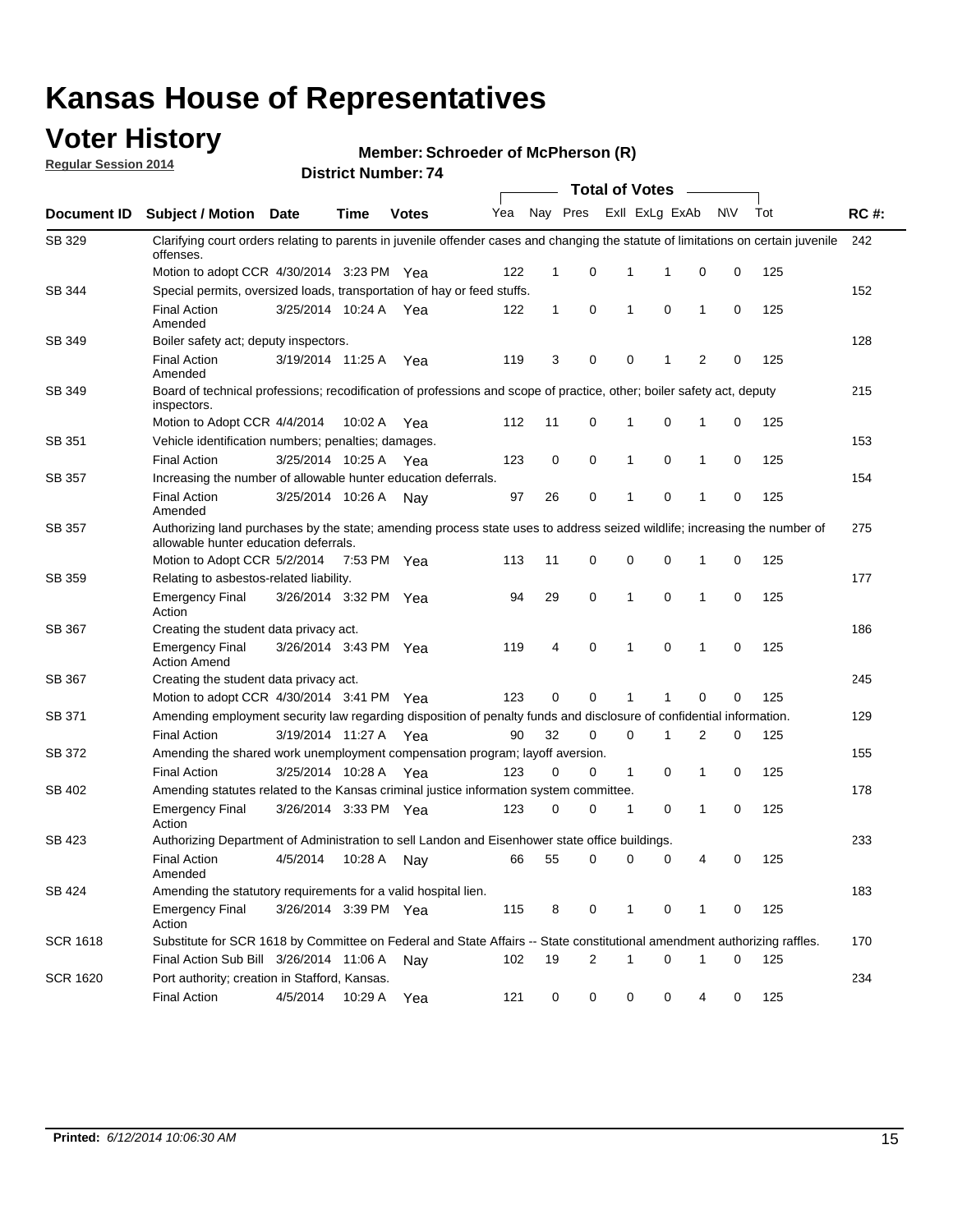# Kansas House of Representatives

## Voter History

**Regular Session 2014**

**Member: Schroeder of McPherson (R)**

**District Number: 74**

| Document ID | Subject / Motion | Date | Time | Votes | Yea | Nay | Pres | ExlI | ExLg | ExAb | N\V | Tot | RC #: |
|---|---|---|---|---|---|---|---|---|---|---|---|---|---|
| SB 329 | Clarifying court orders relating to parents in juvenile offender cases and changing the statute of limitations on certain juvenile offenses. | | | | | | | | | | | | 242 |
| | Motion to adopt CCR | 4/30/2014 | 3:23 PM | Yea | 122 | 1 | 0 | 1 | 1 | 0 | 0 | 125 | |
| SB 344 | Special permits, oversized loads, transportation of hay or feed stuffs. | | | | | | | | | | | | 152 |
| | Final Action Amended | 3/25/2014 | 10:24 A | Yea | 122 | 1 | 0 | 1 | 0 | 1 | 0 | 125 | |
| SB 349 | Boiler safety act; deputy inspectors. | | | | | | | | | | | | 128 |
| | Final Action Amended | 3/19/2014 | 11:25 A | Yea | 119 | 3 | 0 | 0 | 1 | 2 | 0 | 125 | |
| SB 349 | Board of technical professions; recodification of professions and scope of practice, other; boiler safety act, deputy inspectors. | | | | | | | | | | | | 215 |
| | Motion to Adopt CCR | 4/4/2014 | 10:02 A | Yea | 112 | 11 | 0 | 1 | 0 | 1 | 0 | 125 | |
| SB 351 | Vehicle identification numbers; penalties; damages. | | | | | | | | | | | | 153 |
| | Final Action | 3/25/2014 | 10:25 A | Yea | 123 | 0 | 0 | 1 | 0 | 1 | 0 | 125 | |
| SB 357 | Increasing the number of allowable hunter education deferrals. | | | | | | | | | | | | 154 |
| | Final Action Amended | 3/25/2014 | 10:26 A | Nay | 97 | 26 | 0 | 1 | 0 | 1 | 0 | 125 | |
| SB 357 | Authorizing land purchases by the state; amending process state uses to address seized wildlife; increasing the number of allowable hunter education deferrals. | | | | | | | | | | | | 275 |
| | Motion to Adopt CCR | 5/2/2014 | 7:53 PM | Yea | 113 | 11 | 0 | 0 | 0 | 1 | 0 | 125 | |
| SB 359 | Relating to asbestos-related liability. | | | | | | | | | | | | 177 |
| | Emergency Final Action | 3/26/2014 | 3:32 PM | Yea | 94 | 29 | 0 | 1 | 0 | 1 | 0 | 125 | |
| SB 367 | Creating the student data privacy act. | | | | | | | | | | | | 186 |
| | Emergency Final Action Amend | 3/26/2014 | 3:43 PM | Yea | 119 | 4 | 0 | 1 | 0 | 1 | 0 | 125 | |
| SB 367 | Creating the student data privacy act. | | | | | | | | | | | | 245 |
| | Motion to adopt CCR | 4/30/2014 | 3:41 PM | Yea | 123 | 0 | 0 | 1 | 1 | 0 | 0 | 125 | |
| SB 371 | Amending employment security law regarding disposition of penalty funds and disclosure of confidential information. | | | | | | | | | | | | 129 |
| | Final Action | 3/19/2014 | 11:27 A | Yea | 90 | 32 | 0 | 0 | 1 | 2 | 0 | 125 | |
| SB 372 | Amending the shared work unemployment compensation program; layoff aversion. | | | | | | | | | | | | 155 |
| | Final Action | 3/25/2014 | 10:28 A | Yea | 123 | 0 | 0 | 1 | 0 | 1 | 0 | 125 | |
| SB 402 | Amending statutes related to the Kansas criminal justice information system committee. | | | | | | | | | | | | 178 |
| | Emergency Final Action | 3/26/2014 | 3:33 PM | Yea | 123 | 0 | 0 | 1 | 0 | 1 | 0 | 125 | |
| SB 423 | Authorizing Department of Administration to sell Landon and Eisenhower state office buildings. | | | | | | | | | | | | 233 |
| | Final Action Amended | 4/5/2014 | 10:28 A | Nay | 66 | 55 | 0 | 0 | 0 | 4 | 0 | 125 | |
| SB 424 | Amending the statutory requirements for a valid hospital lien. | | | | | | | | | | | | 183 |
| | Emergency Final Action | 3/26/2014 | 3:39 PM | Yea | 115 | 8 | 0 | 1 | 0 | 1 | 0 | 125 | |
| SCR 1618 | Substitute for SCR 1618 by Committee on Federal and State Affairs -- State constitutional amendment authorizing raffles. | | | | | | | | | | | | 170 |
| | Final Action Sub Bill | 3/26/2014 | 11:06 A | Nay | 102 | 19 | 2 | 1 | 0 | 1 | 0 | 125 | |
| SCR 1620 | Port authority; creation in Stafford, Kansas. | | | | | | | | | | | | 234 |
| | Final Action | 4/5/2014 | 10:29 A | Yea | 121 | 0 | 0 | 0 | 0 | 4 | 0 | 125 | |

**Printed:** *6/12/2014 10:06:30 AM*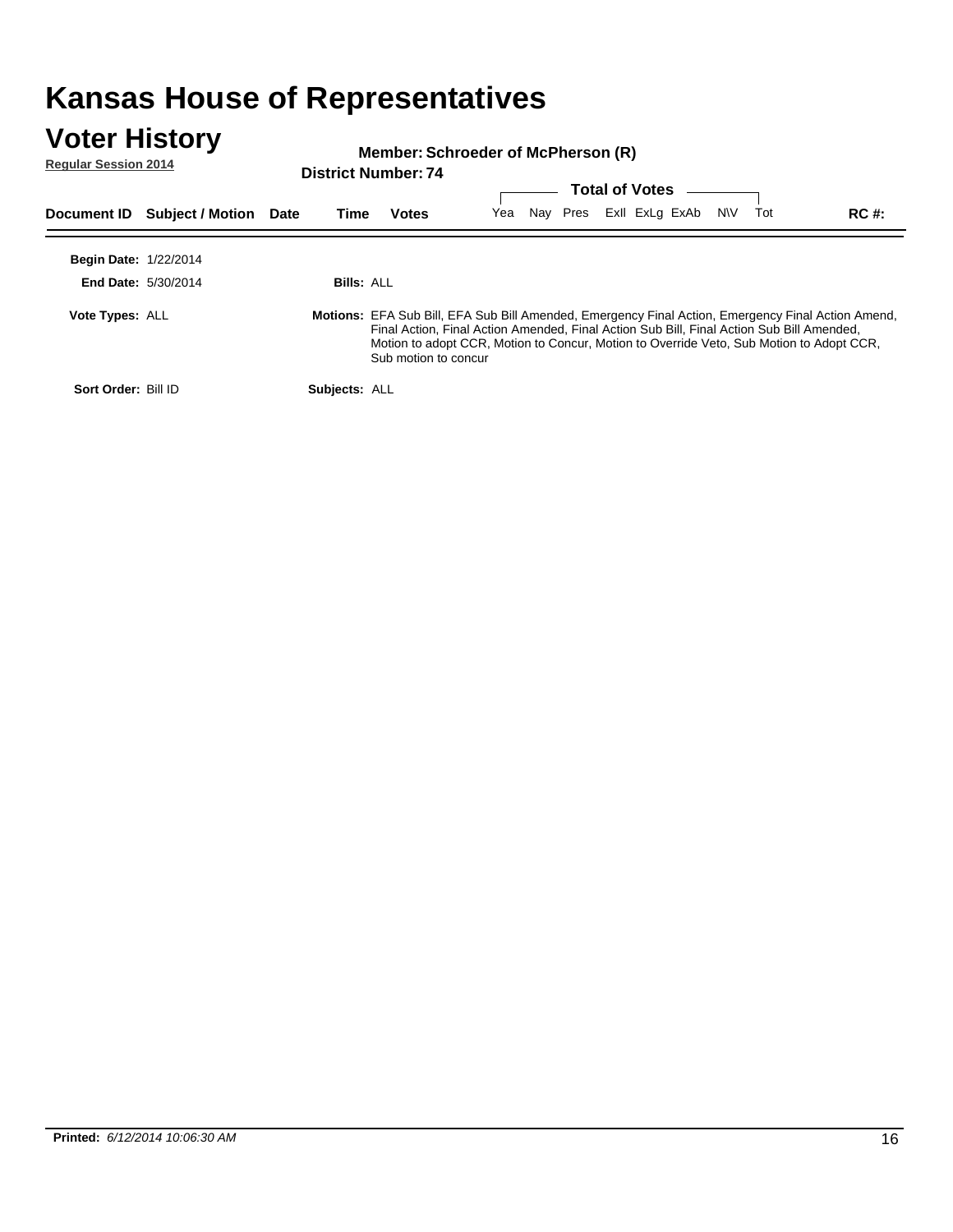# Kansas House of Representatives

## Voter History

**Regular Session 2014**

**Member: Schroeder of McPherson (R)**

**District Number: 74**

| Document ID | Subject / Motion | Date | Time | Votes | Yea | Nay | Pres | ExII | ExLg | ExAb | N\V | Tot | RC #: |
|---|---|---|---|---|---|---|---|---|---|---|---|---|---|

**Begin Date:** 1/22/2014

**End Date:** 5/30/2014

**Bills:** ALL

**Vote Types:** ALL

**Motions:** EFA Sub Bill, EFA Sub Bill Amended, Emergency Final Action, Emergency Final Action Amend, Final Action, Final Action Amended, Final Action Sub Bill, Final Action Sub Bill Amended, Motion to adopt CCR, Motion to Concur, Motion to Override Veto, Sub Motion to Adopt CCR, Sub motion to concur

**Sort Order:** Bill ID

**Subjects:** ALL

**Printed:** *6/12/2014 10:06:30 AM*